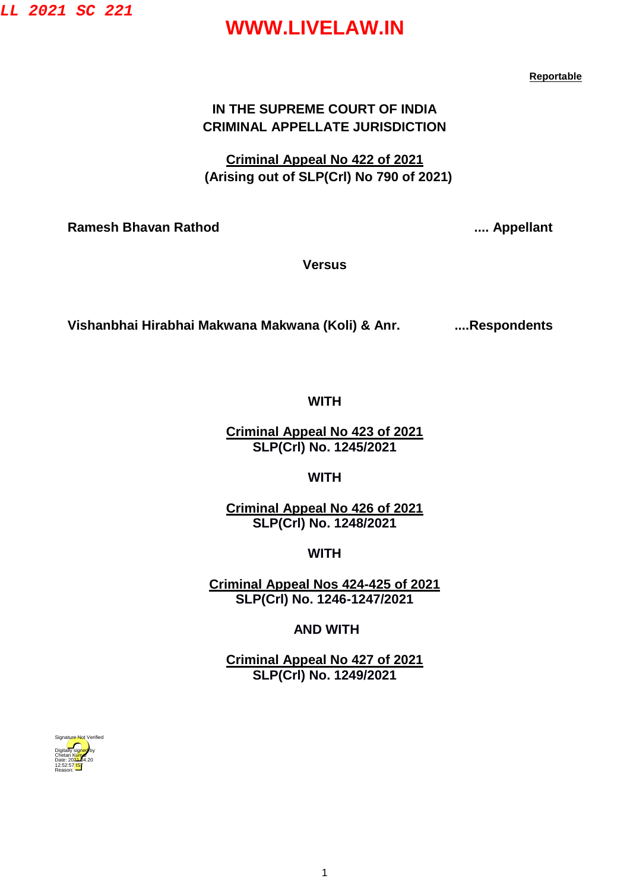**Reportable**

**IN THE SUPREME COURT OF INDIA**
**CRIMINAL APPELLATE JURISDICTION**

**Criminal Appeal No 422 of 2021**
**(Arising out of SLP(Crl) No 790 of 2021)**

**Ramesh Bhavan Rathod .... Appellant**

**Versus**

**Vishanbhai Hirabhai Makwana Makwana (Koli) & Anr. ....Respondents**

**WITH**

**Criminal Appeal No 423 of 2021**
**SLP(Crl) No. 1245/2021**

**WITH**

**Criminal Appeal No 426 of 2021**
**SLP(Crl) No. 1248/2021**

**WITH**

**Criminal Appeal Nos 424-425 of 2021**
**SLP(Crl) No. 1246-1247/2021**

**AND WITH**

**Criminal Appeal No 427 of 2021**
**SLP(Crl) No. 1249/2021**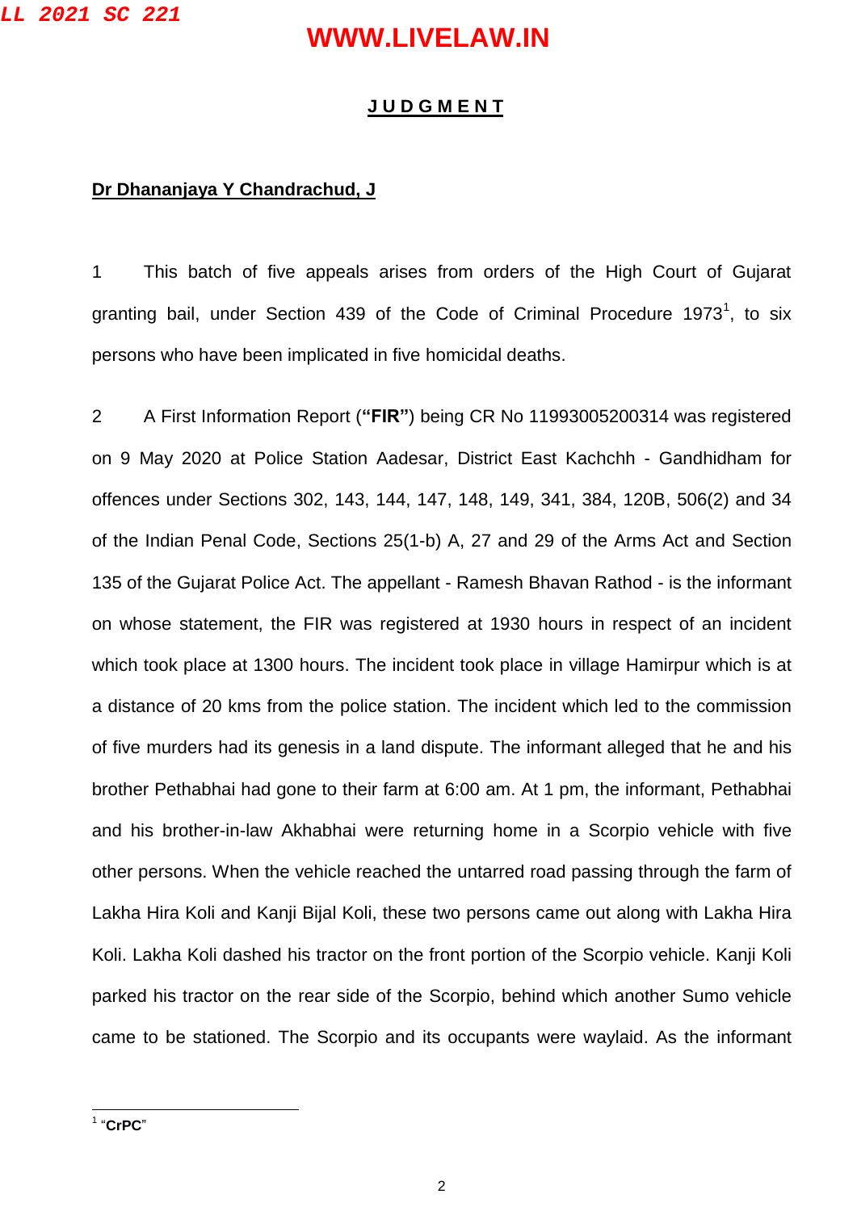## J U D G M E N T

**Dr Dhananjaya Y Chandrachud, J**

1 This batch of five appeals arises from orders of the High Court of Gujarat granting bail, under Section 439 of the Code of Criminal Procedure 1973[1], to six persons who have been implicated in five homicidal deaths.

2 A First Information Report (**"FIR"**) being CR No 11993005200314 was registered on 9 May 2020 at Police Station Aadesar, District East Kachchh - Gandhidham for offences under Sections 302, 143, 144, 147, 148, 149, 341, 384, 120B, 506(2) and 34 of the Indian Penal Code, Sections 25(1-b) A, 27 and 29 of the Arms Act and Section 135 of the Gujarat Police Act. The appellant - Ramesh Bhavan Rathod - is the informant on whose statement, the FIR was registered at 1930 hours in respect of an incident which took place at 1300 hours. The incident took place in village Hamirpur which is at a distance of 20 kms from the police station. The incident which led to the commission of five murders had its genesis in a land dispute. The informant alleged that he and his brother Pethabhai had gone to their farm at 6:00 am. At 1 pm, the informant, Pethabhai and his brother-in-law Akhabhai were returning home in a Scorpio vehicle with five other persons. When the vehicle reached the untarred road passing through the farm of Lakha Hira Koli and Kanji Bijal Koli, these two persons came out along with Lakha Hira Koli. Lakha Koli dashed his tractor on the front portion of the Scorpio vehicle. Kanji Koli parked his tractor on the rear side of the Scorpio, behind which another Sumo vehicle came to be stationed. The Scorpio and its occupants were waylaid. As the informant

[1] "**CrPC**"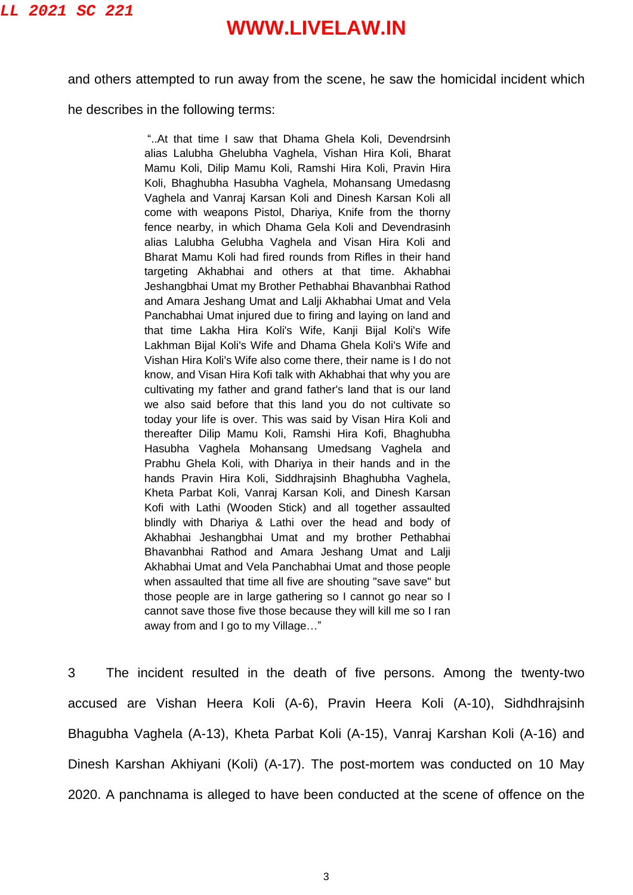and others attempted to run away from the scene, he saw the homicidal incident which he describes in the following terms:

> "..At that time I saw that Dhama Ghela Koli, Devendrsinh alias Lalubha Ghelubha Vaghela, Vishan Hira Koli, Bharat Mamu Koli, Dilip Mamu Koli, Ramshi Hira Koli, Pravin Hira Koli, Bhaghubha Hasubha Vaghela, Mohansang Umedasng Vaghela and Vanraj Karsan Koli and Dinesh Karsan Koli all come with weapons Pistol, Dhariya, Knife from the thorny fence nearby, in which Dhama Gela Koli and Devendrasinh alias Lalubha Gelubha Vaghela and Visan Hira Koli and Bharat Mamu Koli had fired rounds from Rifles in their hand targeting Akhabhai and others at that time. Akhabhai Jeshangbhai Umat my Brother Pethabhai Bhavanbhai Rathod and Amara Jeshang Umat and Lalji Akhabhai Umat and Vela Panchabhai Umat injured due to firing and laying on land and that time Lakha Hira Koli's Wife, Kanji Bijal Koli's Wife Lakhman Bijal Koli's Wife and Dhama Ghela Koli's Wife and Vishan Hira Koli's Wife also come there, their name is I do not know, and Visan Hira Kofi talk with Akhabhai that why you are cultivating my father and grand father's land that is our land we also said before that this land you do not cultivate so today your life is over. This was said by Visan Hira Koli and thereafter Dilip Mamu Koli, Ramshi Hira Kofi, Bhaghubha Hasubha Vaghela Mohansang Umedsang Vaghela and Prabhu Ghela Koli, with Dhariya in their hands and in the hands Pravin Hira Koli, Siddhrajsinh Bhaghubha Vaghela, Kheta Parbat Koli, Vanraj Karsan Koli, and Dinesh Karsan Kofi with Lathi (Wooden Stick) and all together assaulted blindly with Dhariya & Lathi over the head and body of Akhabhai Jeshangbhai Umat and my brother Pethabhai Bhavanbhai Rathod and Amara Jeshang Umat and Lalji Akhabhai Umat and Vela Panchabhai Umat and those people when assaulted that time all five are shouting "save save" but those people are in large gathering so I cannot go near so I cannot save those five those because they will kill me so I ran away from and I go to my Village…"

3 The incident resulted in the death of five persons. Among the twenty-two accused are Vishan Heera Koli (A-6), Pravin Heera Koli (A-10), Sidhdhrajsinh Bhagubha Vaghela (A-13), Kheta Parbat Koli (A-15), Vanraj Karshan Koli (A-16) and Dinesh Karshan Akhiyani (Koli) (A-17). The post-mortem was conducted on 10 May 2020. A panchnama is alleged to have been conducted at the scene of offence on the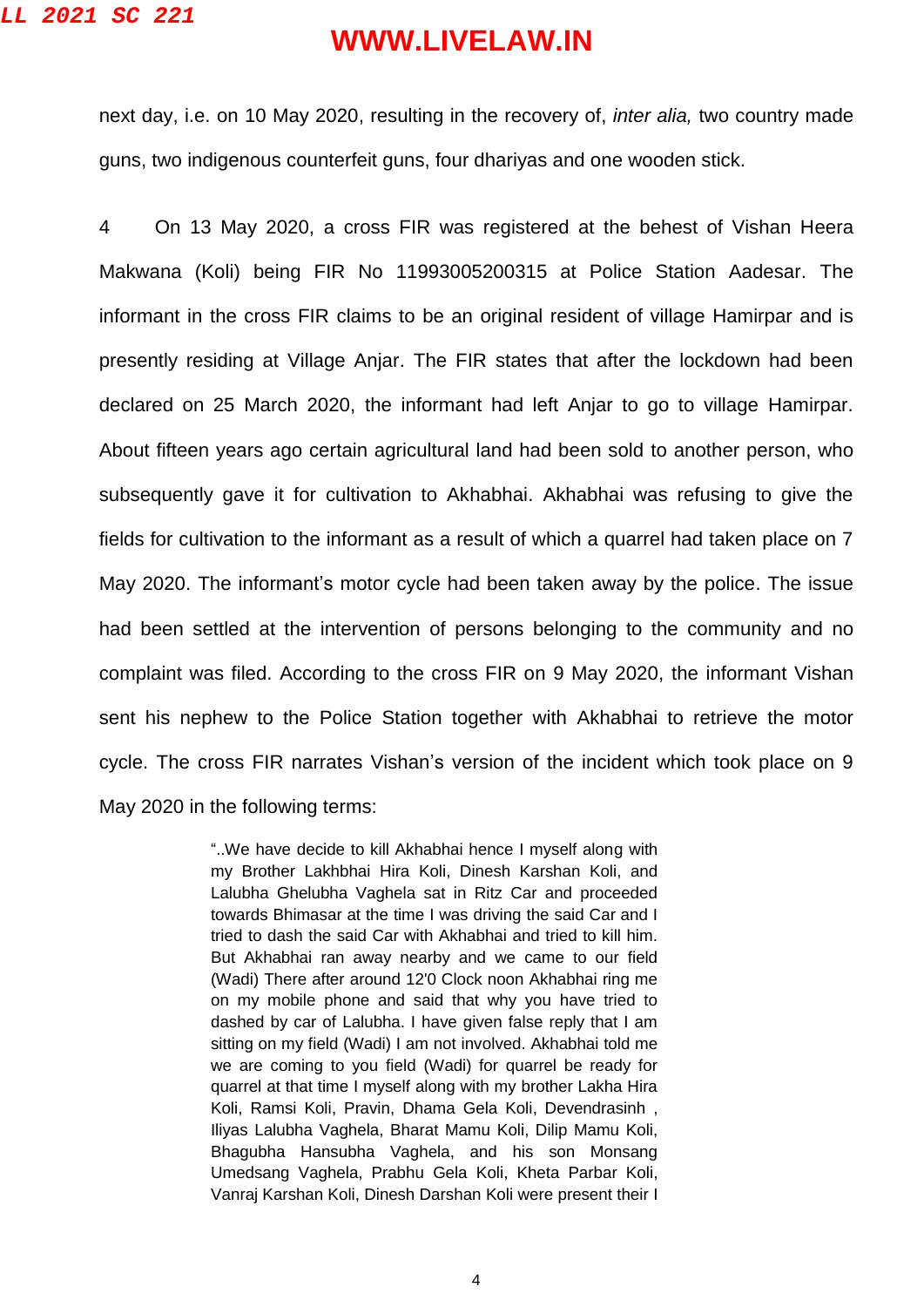next day, i.e. on 10 May 2020, resulting in the recovery of, *inter alia,* two country made guns, two indigenous counterfeit guns, four dhariyas and one wooden stick.

4 On 13 May 2020, a cross FIR was registered at the behest of Vishan Heera Makwana (Koli) being FIR No 11993005200315 at Police Station Aadesar. The informant in the cross FIR claims to be an original resident of village Hamirpar and is presently residing at Village Anjar. The FIR states that after the lockdown had been declared on 25 March 2020, the informant had left Anjar to go to village Hamirpar. About fifteen years ago certain agricultural land had been sold to another person, who subsequently gave it for cultivation to Akhabhai. Akhabhai was refusing to give the fields for cultivation to the informant as a result of which a quarrel had taken place on 7 May 2020. The informant's motor cycle had been taken away by the police. The issue had been settled at the intervention of persons belonging to the community and no complaint was filed. According to the cross FIR on 9 May 2020, the informant Vishan sent his nephew to the Police Station together with Akhabhai to retrieve the motor cycle. The cross FIR narrates Vishan's version of the incident which took place on 9 May 2020 in the following terms:

> "..We have decide to kill Akhabhai hence I myself along with my Brother Lakhbhai Hira Koli, Dinesh Karshan Koli, and Lalubha Ghelubha Vaghela sat in Ritz Car and proceeded towards Bhimasar at the time I was driving the said Car and I tried to dash the said Car with Akhabhai and tried to kill him. But Akhabhai ran away nearby and we came to our field (Wadi) There after around 12'0 Clock noon Akhabhai ring me on my mobile phone and said that why you have tried to dashed by car of Lalubha. I have given false reply that I am sitting on my field (Wadi) I am not involved. Akhabhai told me we are coming to you field (Wadi) for quarrel be ready for quarrel at that time I myself along with my brother Lakha Hira Koli, Ramsi Koli, Pravin, Dhama Gela Koli, Devendrasinh , Iliyas Lalubha Vaghela, Bharat Mamu Koli, Dilip Mamu Koli, Bhagubha Hansubha Vaghela, and his son Monsang Umedsang Vaghela, Prabhu Gela Koli, Kheta Parbar Koli, Vanraj Karshan Koli, Dinesh Darshan Koli were present their I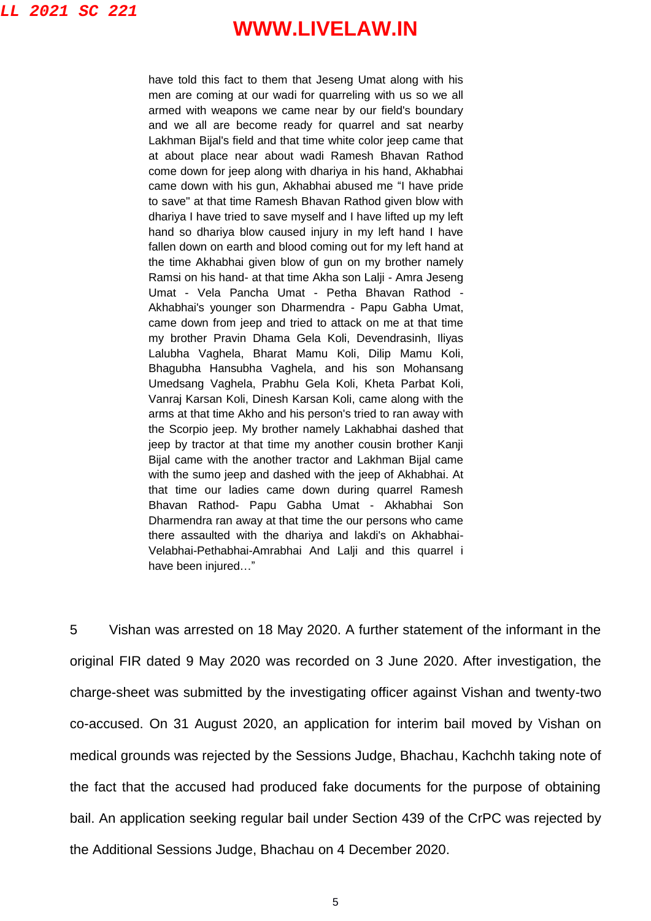> have told this fact to them that Jeseng Umat along with his men are coming at our wadi for quarreling with us so we all armed with weapons we came near by our field's boundary and we all are become ready for quarrel and sat nearby Lakhman Bijal's field and that time white color jeep came that at about place near about wadi Ramesh Bhavan Rathod come down for jeep along with dhariya in his hand, Akhabhai came down with his gun, Akhabhai abused me "I have pride to save" at that time Ramesh Bhavan Rathod given blow with dhariya I have tried to save myself and I have lifted up my left hand so dhariya blow caused injury in my left hand I have fallen down on earth and blood coming out for my left hand at the time Akhabhai given blow of gun on my brother namely Ramsi on his hand- at that time Akha son Lalji - Amra Jeseng Umat - Vela Pancha Umat - Petha Bhavan Rathod - Akhabhai's younger son Dharmendra - Papu Gabha Umat, came down from jeep and tried to attack on me at that time my brother Pravin Dhama Gela Koli, Devendrasinh, Iliyas Lalubha Vaghela, Bharat Mamu Koli, Dilip Mamu Koli, Bhagubha Hansubha Vaghela, and his son Mohansang Umedsang Vaghela, Prabhu Gela Koli, Kheta Parbat Koli, Vanraj Karsan Koli, Dinesh Karsan Koli, came along with the arms at that time Akho and his person's tried to ran away with the Scorpio jeep. My brother namely Lakhabhai dashed that jeep by tractor at that time my another cousin brother Kanji Bijal came with the another tractor and Lakhman Bijal came with the sumo jeep and dashed with the jeep of Akhabhai. At that time our ladies came down during quarrel Ramesh Bhavan Rathod- Papu Gabha Umat - Akhabhai Son Dharmendra ran away at that time the our persons who came there assaulted with the dhariya and lakdi's on Akhabhai-Velabhai-Pethabhai-Amrabhai And Lalji and this quarrel i have been injured…"

5 Vishan was arrested on 18 May 2020. A further statement of the informant in the original FIR dated 9 May 2020 was recorded on 3 June 2020. After investigation, the charge-sheet was submitted by the investigating officer against Vishan and twenty-two co-accused. On 31 August 2020, an application for interim bail moved by Vishan on medical grounds was rejected by the Sessions Judge, Bhachau, Kachchh taking note of the fact that the accused had produced fake documents for the purpose of obtaining bail. An application seeking regular bail under Section 439 of the CrPC was rejected by the Additional Sessions Judge, Bhachau on 4 December 2020.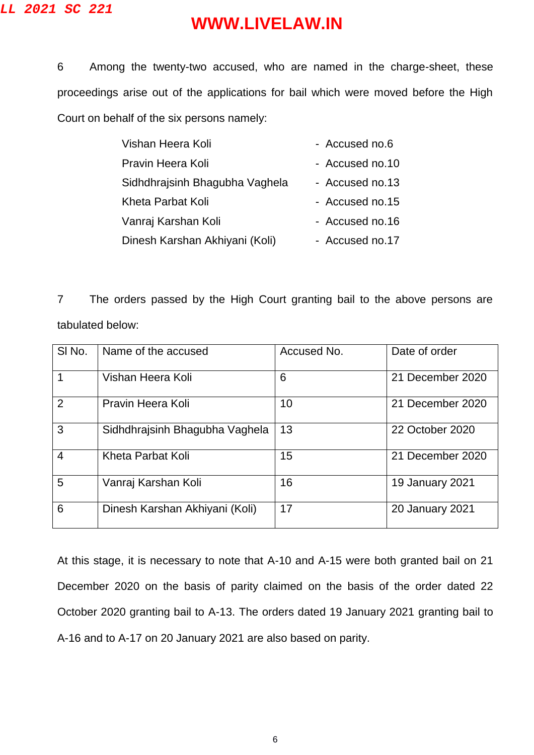6 Among the twenty-two accused, who are named in the charge-sheet, these proceedings arise out of the applications for bail which were moved before the High Court on behalf of the six persons namely:

Vishan Heera Koli - Accused no.6
Pravin Heera Koli - Accused no.10
Sidhdhrajsinh Bhagubha Vaghela - Accused no.13
Kheta Parbat Koli - Accused no.15
Vanraj Karshan Koli - Accused no.16
Dinesh Karshan Akhiyani (Koli) - Accused no.17

7 The orders passed by the High Court granting bail to the above persons are tabulated below:

| Sl No. | Name of the accused | Accused No. | Date of order |
|---|---|---|---|
| 1 | Vishan Heera Koli | 6 | 21 December 2020 |
| 2 | Pravin Heera Koli | 10 | 21 December 2020 |
| 3 | Sidhdhrajsinh Bhagubha Vaghela | 13 | 22 October 2020 |
| 4 | Kheta Parbat Koli | 15 | 21 December 2020 |
| 5 | Vanraj Karshan Koli | 16 | 19 January 2021 |
| 6 | Dinesh Karshan Akhiyani (Koli) | 17 | 20 January 2021 |

At this stage, it is necessary to note that A-10 and A-15 were both granted bail on 21 December 2020 on the basis of parity claimed on the basis of the order dated 22 October 2020 granting bail to A-13. The orders dated 19 January 2021 granting bail to A-16 and to A-17 on 20 January 2021 are also based on parity.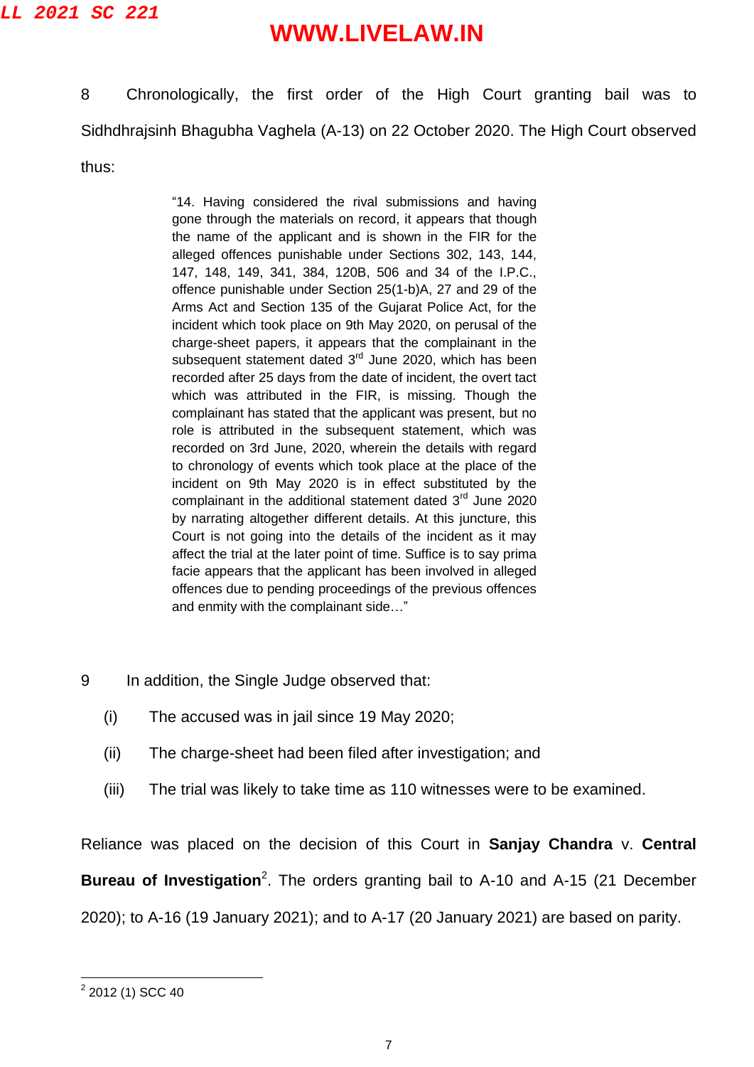8 Chronologically, the first order of the High Court granting bail was to Sidhdhrajsinh Bhagubha Vaghela (A-13) on 22 October 2020. The High Court observed thus:

> "14. Having considered the rival submissions and having gone through the materials on record, it appears that though the name of the applicant and is shown in the FIR for the alleged offences punishable under Sections 302, 143, 144, 147, 148, 149, 341, 384, 120B, 506 and 34 of the I.P.C., offence punishable under Section 25(1-b)A, 27 and 29 of the Arms Act and Section 135 of the Gujarat Police Act, for the incident which took place on 9th May 2020, on perusal of the charge-sheet papers, it appears that the complainant in the subsequent statement dated 3rd June 2020, which has been recorded after 25 days from the date of incident, the overt tact which was attributed in the FIR, is missing. Though the complainant has stated that the applicant was present, but no role is attributed in the subsequent statement, which was recorded on 3rd June, 2020, wherein the details with regard to chronology of events which took place at the place of the incident on 9th May 2020 is in effect substituted by the complainant in the additional statement dated 3rd June 2020 by narrating altogether different details. At this juncture, this Court is not going into the details of the incident as it may affect the trial at the later point of time. Suffice is to say prima facie appears that the applicant has been involved in alleged offences due to pending proceedings of the previous offences and enmity with the complainant side…"

9 In addition, the Single Judge observed that:

(i) The accused was in jail since 19 May 2020;

(ii) The charge-sheet had been filed after investigation; and

(iii) The trial was likely to take time as 110 witnesses were to be examined.

Reliance was placed on the decision of this Court in **Sanjay Chandra** v. **Central Bureau of Investigation**[2]. The orders granting bail to A-10 and A-15 (21 December 2020); to A-16 (19 January 2021); and to A-17 (20 January 2021) are based on parity.

---

[2] 2012 (1) SCC 40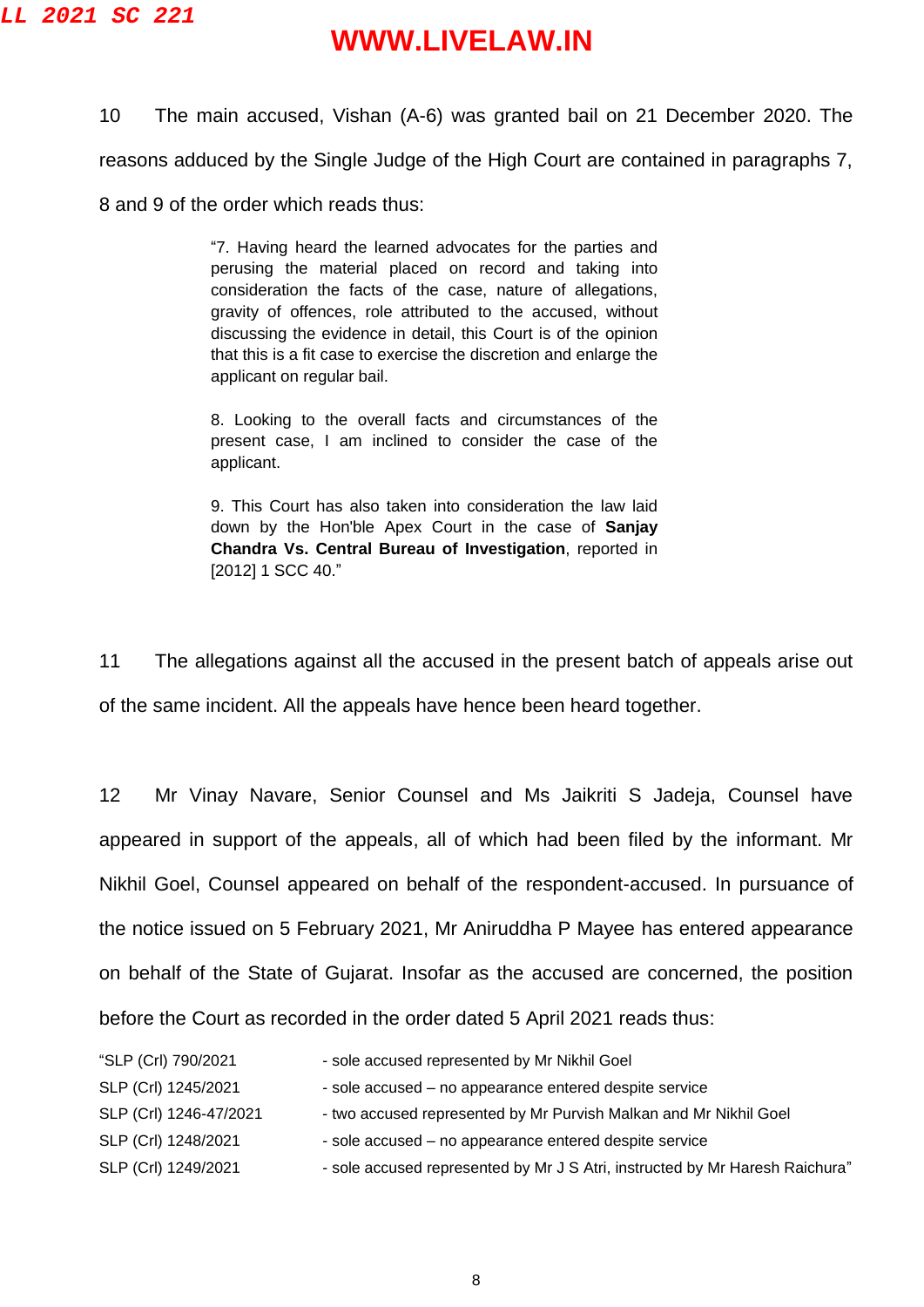10 The main accused, Vishan (A-6) was granted bail on 21 December 2020. The reasons adduced by the Single Judge of the High Court are contained in paragraphs 7, 8 and 9 of the order which reads thus:

> "7. Having heard the learned advocates for the parties and perusing the material placed on record and taking into consideration the facts of the case, nature of allegations, gravity of offences, role attributed to the accused, without discussing the evidence in detail, this Court is of the opinion that this is a fit case to exercise the discretion and enlarge the applicant on regular bail.
>
> 8. Looking to the overall facts and circumstances of the present case, I am inclined to consider the case of the applicant.
>
> 9. This Court has also taken into consideration the law laid down by the Hon'ble Apex Court in the case of **Sanjay Chandra Vs. Central Bureau of Investigation**, reported in [2012] 1 SCC 40."

11 The allegations against all the accused in the present batch of appeals arise out of the same incident. All the appeals have hence been heard together.

12 Mr Vinay Navare, Senior Counsel and Ms Jaikriti S Jadeja, Counsel have appeared in support of the appeals, all of which had been filed by the informant. Mr Nikhil Goel, Counsel appeared on behalf of the respondent-accused. In pursuance of the notice issued on 5 February 2021, Mr Aniruddha P Mayee has entered appearance on behalf of the State of Gujarat. Insofar as the accused are concerned, the position before the Court as recorded in the order dated 5 April 2021 reads thus:

"SLP (Crl) 790/2021 - sole accused represented by Mr Nikhil Goel

SLP (Crl) 1245/2021 - sole accused – no appearance entered despite service

SLP (Crl) 1246-47/2021 - two accused represented by Mr Purvish Malkan and Mr Nikhil Goel

SLP (Crl) 1248/2021 - sole accused – no appearance entered despite service

SLP (Crl) 1249/2021 - sole accused represented by Mr J S Atri, instructed by Mr Haresh Raichura"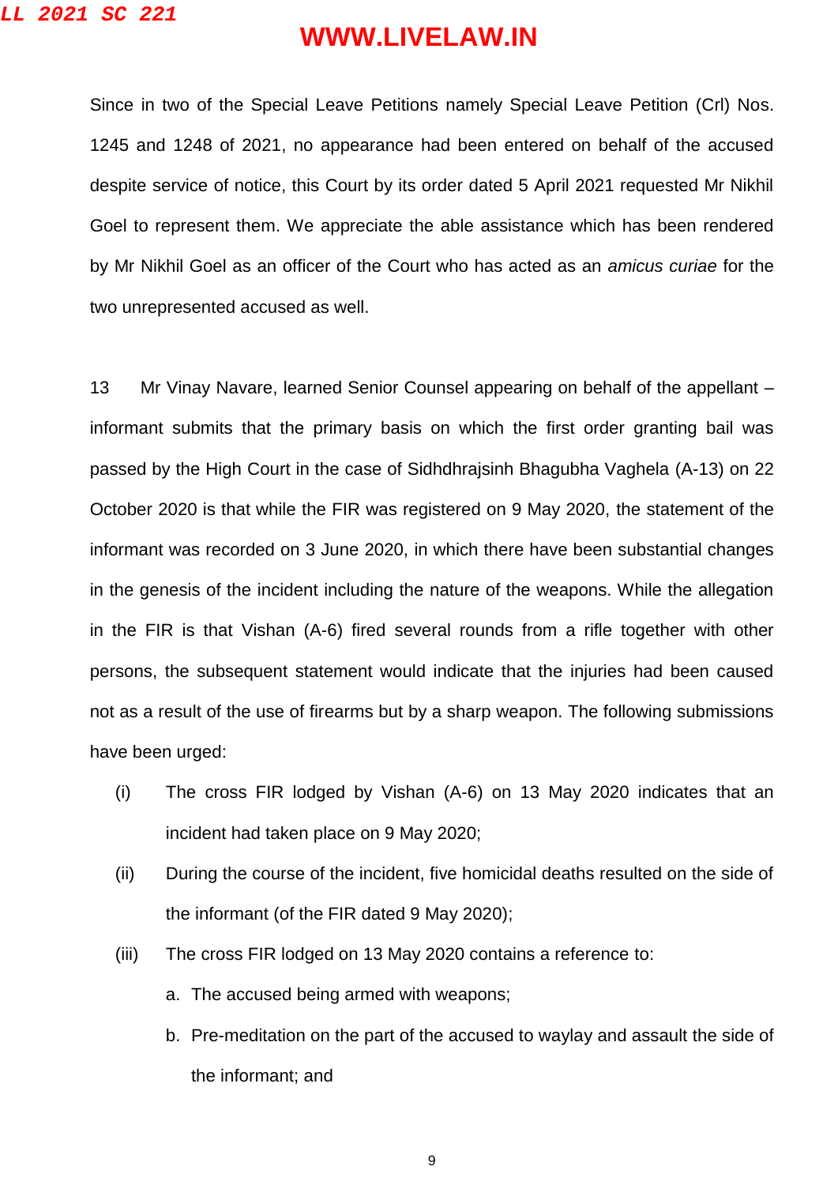Since in two of the Special Leave Petitions namely Special Leave Petition (Crl) Nos. 1245 and 1248 of 2021, no appearance had been entered on behalf of the accused despite service of notice, this Court by its order dated 5 April 2021 requested Mr Nikhil Goel to represent them. We appreciate the able assistance which has been rendered by Mr Nikhil Goel as an officer of the Court who has acted as an *amicus curiae* for the two unrepresented accused as well.

13 Mr Vinay Navare, learned Senior Counsel appearing on behalf of the appellant – informant submits that the primary basis on which the first order granting bail was passed by the High Court in the case of Sidhdhrajsinh Bhagubha Vaghela (A-13) on 22 October 2020 is that while the FIR was registered on 9 May 2020, the statement of the informant was recorded on 3 June 2020, in which there have been substantial changes in the genesis of the incident including the nature of the weapons. While the allegation in the FIR is that Vishan (A-6) fired several rounds from a rifle together with other persons, the subsequent statement would indicate that the injuries had been caused not as a result of the use of firearms but by a sharp weapon. The following submissions have been urged:

(i) The cross FIR lodged by Vishan (A-6) on 13 May 2020 indicates that an incident had taken place on 9 May 2020;

(ii) During the course of the incident, five homicidal deaths resulted on the side of the informant (of the FIR dated 9 May 2020);

(iii) The cross FIR lodged on 13 May 2020 contains a reference to:

  a. The accused being armed with weapons;

  b. Pre-meditation on the part of the accused to waylay and assault the side of the informant; and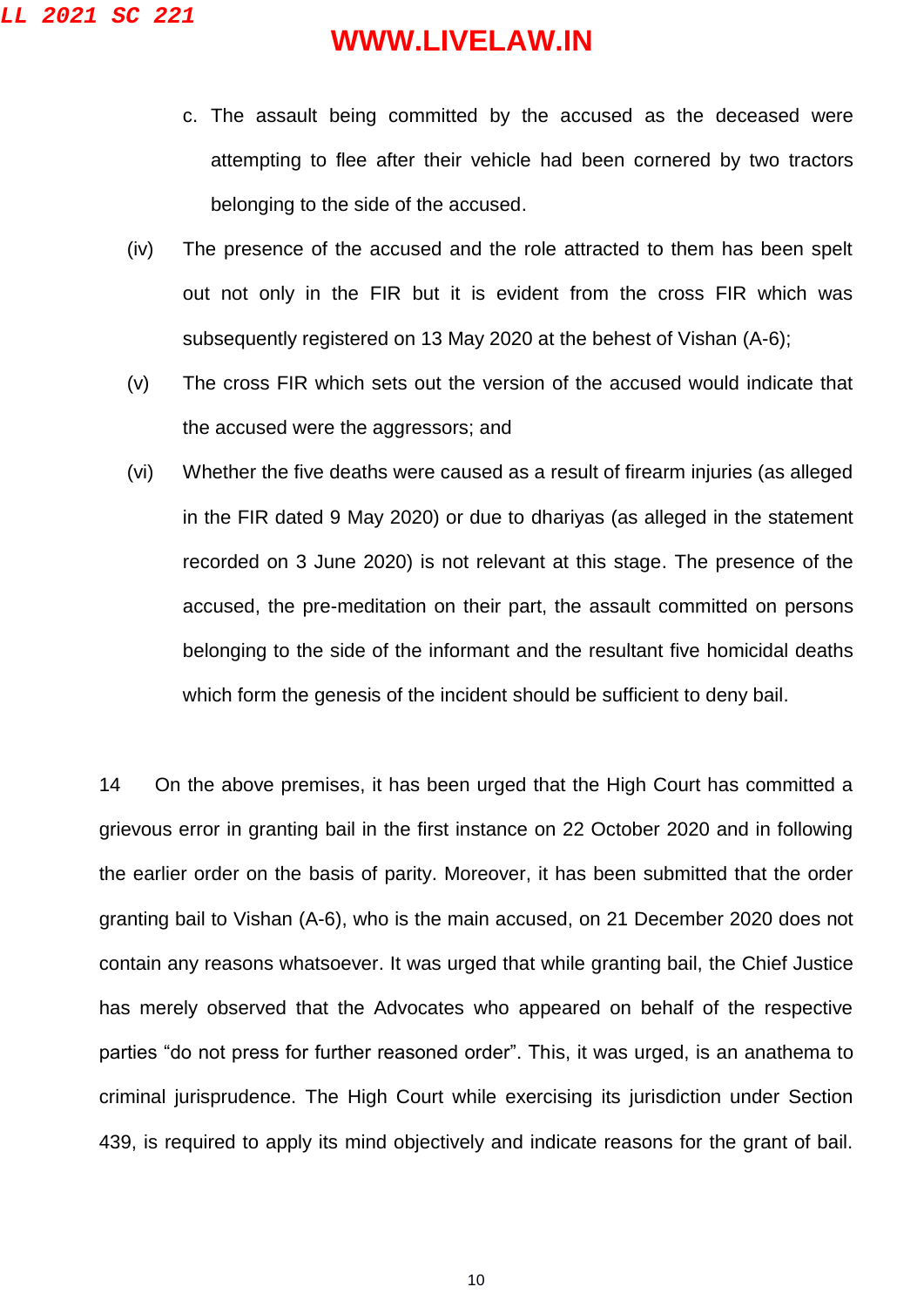c. The assault being committed by the accused as the deceased were attempting to flee after their vehicle had been cornered by two tractors belonging to the side of the accused.

(iv) The presence of the accused and the role attracted to them has been spelt out not only in the FIR but it is evident from the cross FIR which was subsequently registered on 13 May 2020 at the behest of Vishan (A-6);

(v) The cross FIR which sets out the version of the accused would indicate that the accused were the aggressors; and

(vi) Whether the five deaths were caused as a result of firearm injuries (as alleged in the FIR dated 9 May 2020) or due to dhariyas (as alleged in the statement recorded on 3 June 2020) is not relevant at this stage. The presence of the accused, the pre-meditation on their part, the assault committed on persons belonging to the side of the informant and the resultant five homicidal deaths which form the genesis of the incident should be sufficient to deny bail.

14 On the above premises, it has been urged that the High Court has committed a grievous error in granting bail in the first instance on 22 October 2020 and in following the earlier order on the basis of parity. Moreover, it has been submitted that the order granting bail to Vishan (A-6), who is the main accused, on 21 December 2020 does not contain any reasons whatsoever. It was urged that while granting bail, the Chief Justice has merely observed that the Advocates who appeared on behalf of the respective parties "do not press for further reasoned order". This, it was urged, is an anathema to criminal jurisprudence. The High Court while exercising its jurisdiction under Section 439, is required to apply its mind objectively and indicate reasons for the grant of bail.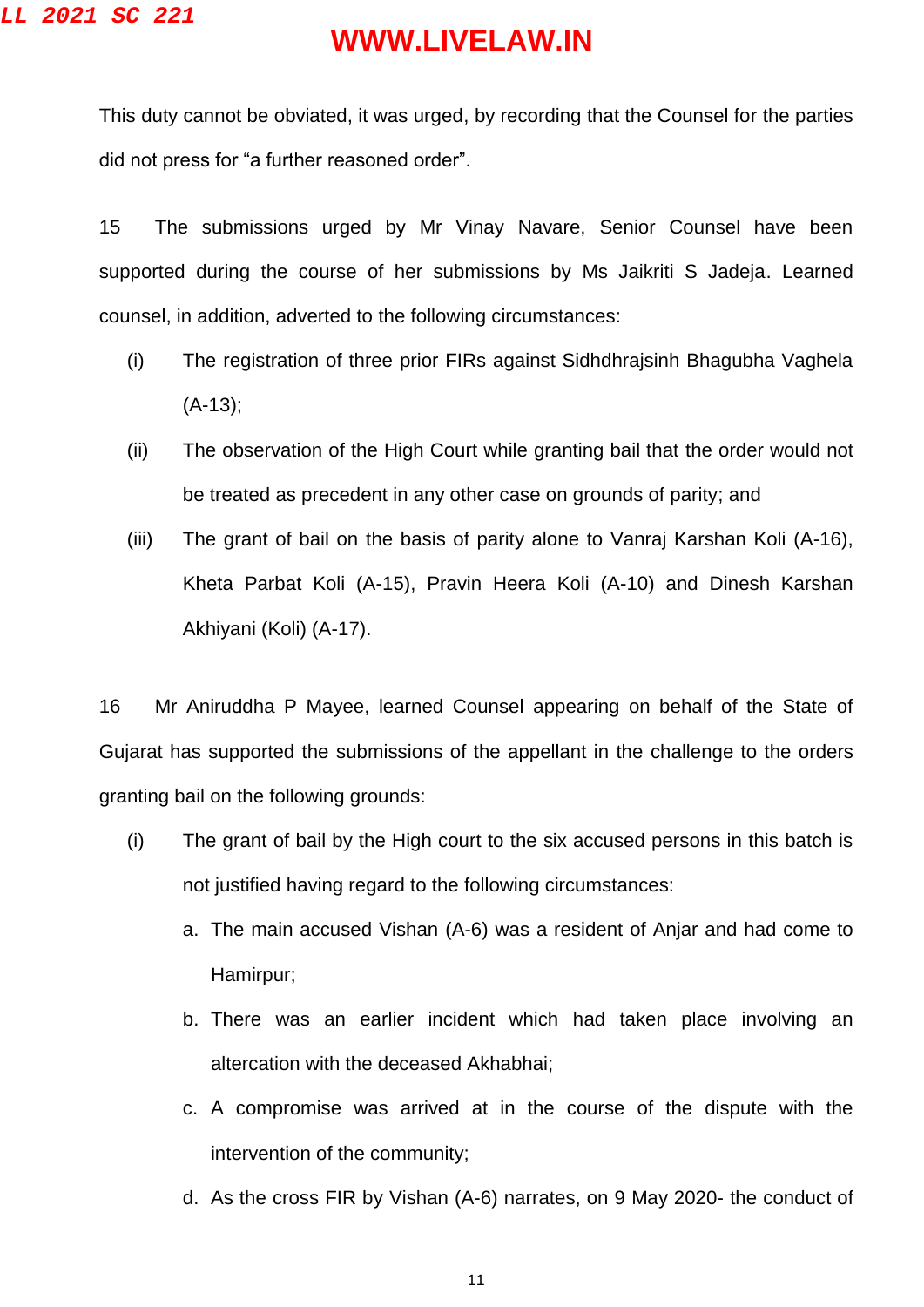This duty cannot be obviated, it was urged, by recording that the Counsel for the parties did not press for "a further reasoned order".

15 The submissions urged by Mr Vinay Navare, Senior Counsel have been supported during the course of her submissions by Ms Jaikriti S Jadeja. Learned counsel, in addition, adverted to the following circumstances:

(i) The registration of three prior FIRs against Sidhdhrajsinh Bhagubha Vaghela (A-13);

(ii) The observation of the High Court while granting bail that the order would not be treated as precedent in any other case on grounds of parity; and

(iii) The grant of bail on the basis of parity alone to Vanraj Karshan Koli (A-16), Kheta Parbat Koli (A-15), Pravin Heera Koli (A-10) and Dinesh Karshan Akhiyani (Koli) (A-17).

16 Mr Aniruddha P Mayee, learned Counsel appearing on behalf of the State of Gujarat has supported the submissions of the appellant in the challenge to the orders granting bail on the following grounds:

(i) The grant of bail by the High court to the six accused persons in this batch is not justified having regard to the following circumstances:

a. The main accused Vishan (A-6) was a resident of Anjar and had come to Hamirpur;

b. There was an earlier incident which had taken place involving an altercation with the deceased Akhabhai;

c. A compromise was arrived at in the course of the dispute with the intervention of the community;

d. As the cross FIR by Vishan (A-6) narrates, on 9 May 2020- the conduct of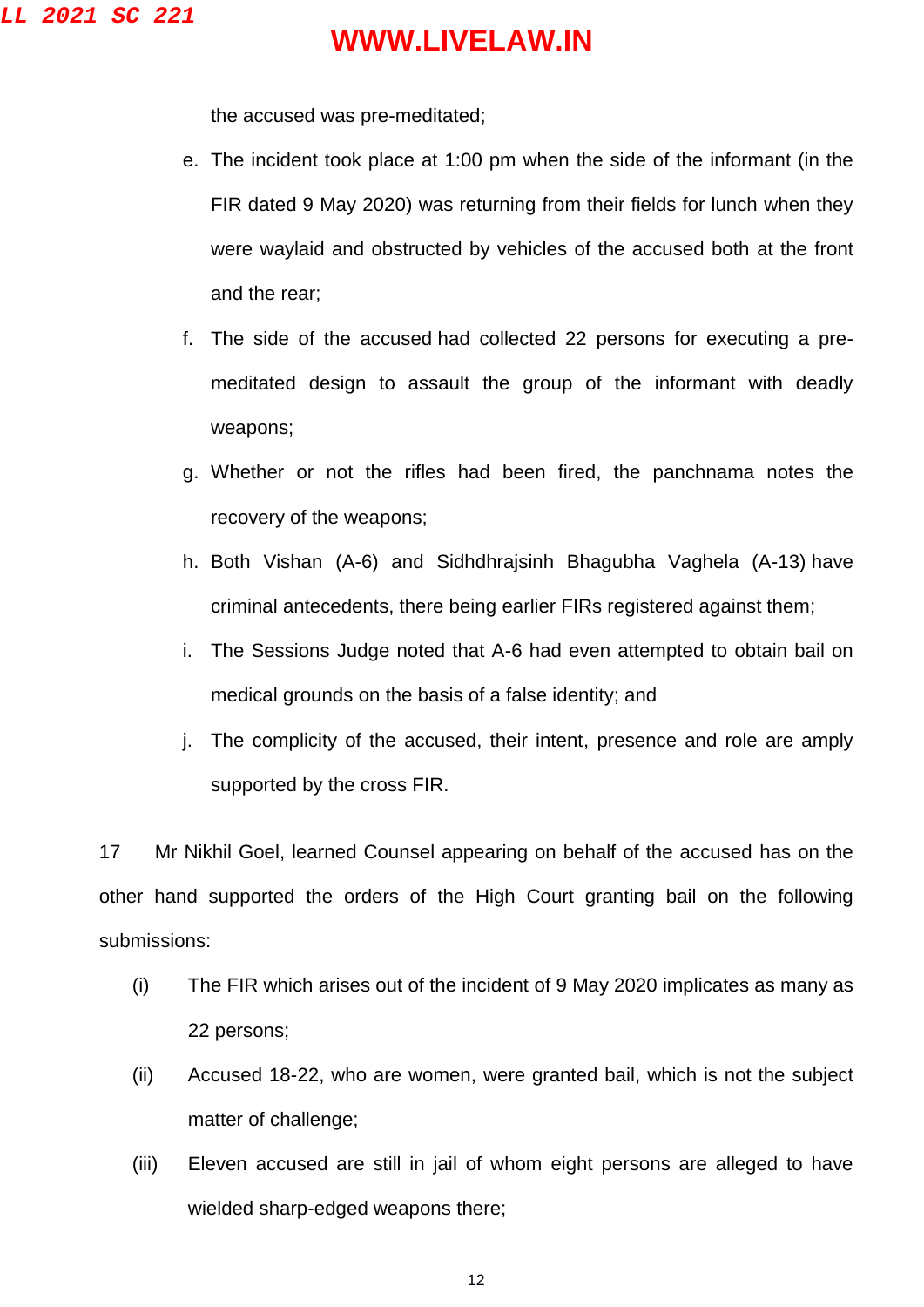the accused was pre-meditated;

e. The incident took place at 1:00 pm when the side of the informant (in the FIR dated 9 May 2020) was returning from their fields for lunch when they were waylaid and obstructed by vehicles of the accused both at the front and the rear;

f. The side of the accused had collected 22 persons for executing a pre-meditated design to assault the group of the informant with deadly weapons;

g. Whether or not the rifles had been fired, the panchnama notes the recovery of the weapons;

h. Both Vishan (A-6) and Sidhdhrajsinh Bhagubha Vaghela (A-13) have criminal antecedents, there being earlier FIRs registered against them;

i. The Sessions Judge noted that A-6 had even attempted to obtain bail on medical grounds on the basis of a false identity; and

j. The complicity of the accused, their intent, presence and role are amply supported by the cross FIR.

17 Mr Nikhil Goel, learned Counsel appearing on behalf of the accused has on the other hand supported the orders of the High Court granting bail on the following submissions:

(i) The FIR which arises out of the incident of 9 May 2020 implicates as many as 22 persons;

(ii) Accused 18-22, who are women, were granted bail, which is not the subject matter of challenge;

(iii) Eleven accused are still in jail of whom eight persons are alleged to have wielded sharp-edged weapons there;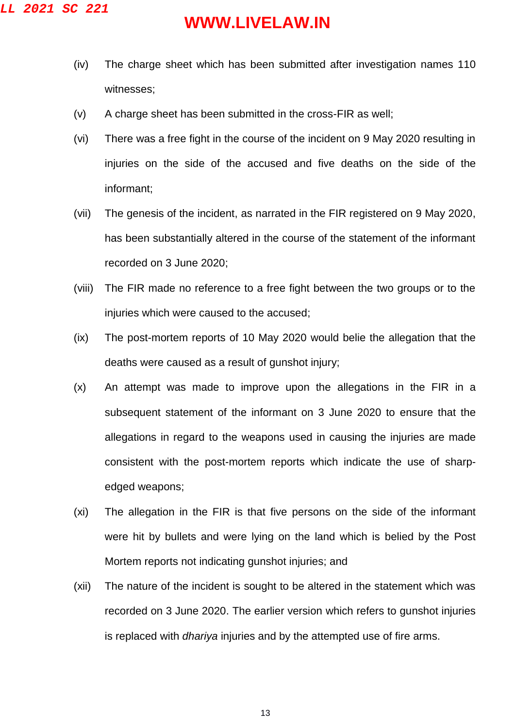(iv) The charge sheet which has been submitted after investigation names 110 witnesses;

(v) A charge sheet has been submitted in the cross-FIR as well;

(vi) There was a free fight in the course of the incident on 9 May 2020 resulting in injuries on the side of the accused and five deaths on the side of the informant;

(vii) The genesis of the incident, as narrated in the FIR registered on 9 May 2020, has been substantially altered in the course of the statement of the informant recorded on 3 June 2020;

(viii) The FIR made no reference to a free fight between the two groups or to the injuries which were caused to the accused;

(ix) The post-mortem reports of 10 May 2020 would belie the allegation that the deaths were caused as a result of gunshot injury;

(x) An attempt was made to improve upon the allegations in the FIR in a subsequent statement of the informant on 3 June 2020 to ensure that the allegations in regard to the weapons used in causing the injuries are made consistent with the post-mortem reports which indicate the use of sharp-edged weapons;

(xi) The allegation in the FIR is that five persons on the side of the informant were hit by bullets and were lying on the land which is belied by the Post Mortem reports not indicating gunshot injuries; and

(xii) The nature of the incident is sought to be altered in the statement which was recorded on 3 June 2020. The earlier version which refers to gunshot injuries is replaced with *dhariya* injuries and by the attempted use of fire arms.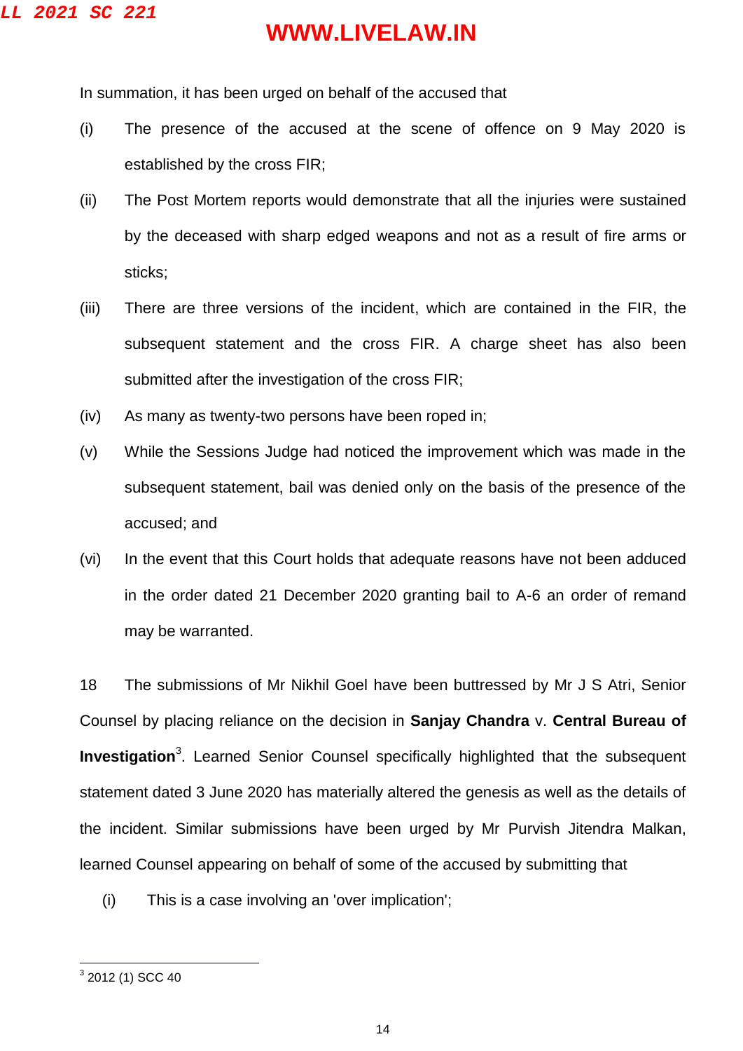In summation, it has been urged on behalf of the accused that

(i) The presence of the accused at the scene of offence on 9 May 2020 is established by the cross FIR;

(ii) The Post Mortem reports would demonstrate that all the injuries were sustained by the deceased with sharp edged weapons and not as a result of fire arms or sticks;

(iii) There are three versions of the incident, which are contained in the FIR, the subsequent statement and the cross FIR. A charge sheet has also been submitted after the investigation of the cross FIR;

(iv) As many as twenty-two persons have been roped in;

(v) While the Sessions Judge had noticed the improvement which was made in the subsequent statement, bail was denied only on the basis of the presence of the accused; and

(vi) In the event that this Court holds that adequate reasons have not been adduced in the order dated 21 December 2020 granting bail to A-6 an order of remand may be warranted.

18 The submissions of Mr Nikhil Goel have been buttressed by Mr J S Atri, Senior Counsel by placing reliance on the decision in **Sanjay Chandra** v. **Central Bureau of Investigation**[3]. Learned Senior Counsel specifically highlighted that the subsequent statement dated 3 June 2020 has materially altered the genesis as well as the details of the incident. Similar submissions have been urged by Mr Purvish Jitendra Malkan, learned Counsel appearing on behalf of some of the accused by submitting that

(i) This is a case involving an 'over implication';

---

[3] 2012 (1) SCC 40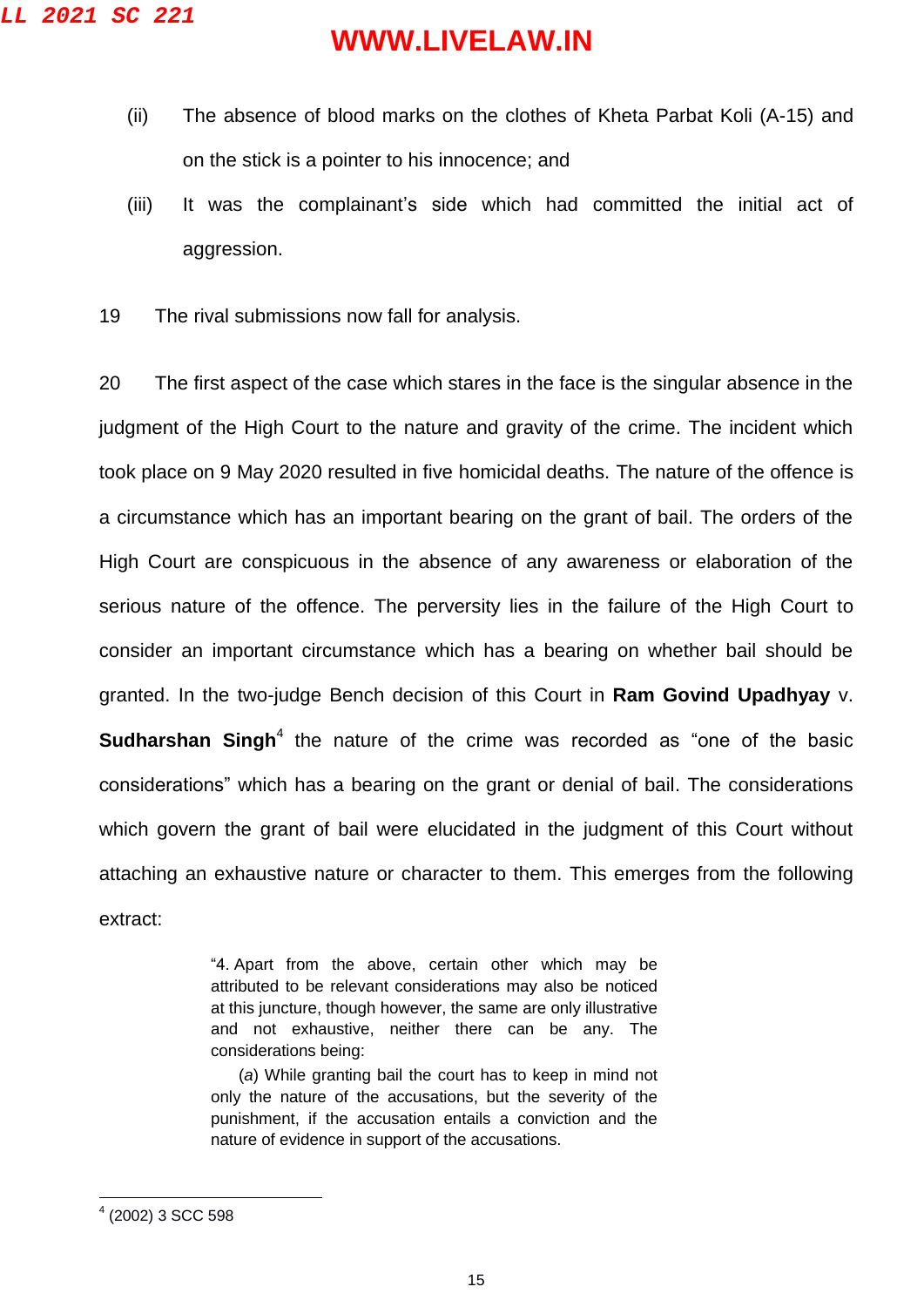(ii) The absence of blood marks on the clothes of Kheta Parbat Koli (A-15) and on the stick is a pointer to his innocence; and

(iii) It was the complainant's side which had committed the initial act of aggression.

19 The rival submissions now fall for analysis.

20 The first aspect of the case which stares in the face is the singular absence in the judgment of the High Court to the nature and gravity of the crime. The incident which took place on 9 May 2020 resulted in five homicidal deaths. The nature of the offence is a circumstance which has an important bearing on the grant of bail. The orders of the High Court are conspicuous in the absence of any awareness or elaboration of the serious nature of the offence. The perversity lies in the failure of the High Court to consider an important circumstance which has a bearing on whether bail should be granted. In the two-judge Bench decision of this Court in **Ram Govind Upadhyay** v. **Sudharshan Singh**[4] the nature of the crime was recorded as "one of the basic considerations" which has a bearing on the grant or denial of bail. The considerations which govern the grant of bail were elucidated in the judgment of this Court without attaching an exhaustive nature or character to them. This emerges from the following extract:

> "4. Apart from the above, certain other which may be attributed to be relevant considerations may also be noticed at this juncture, though however, the same are only illustrative and not exhaustive, neither there can be any. The considerations being:
>
> (*a*) While granting bail the court has to keep in mind not only the nature of the accusations, but the severity of the punishment, if the accusation entails a conviction and the nature of evidence in support of the accusations.

---

[4] (2002) 3 SCC 598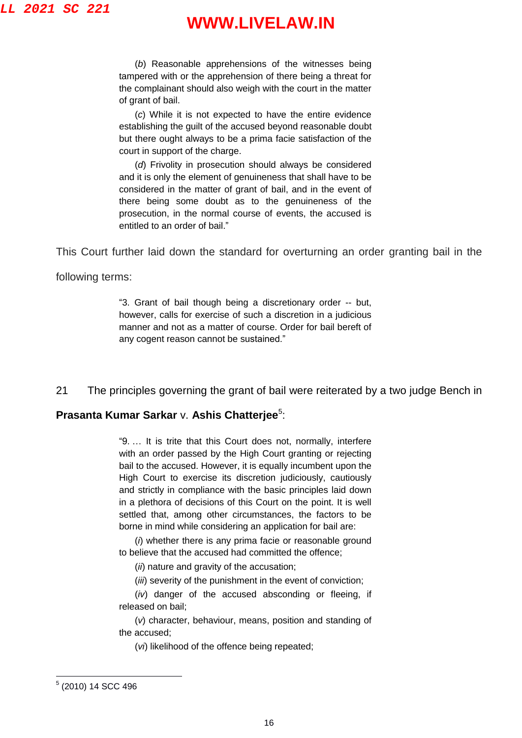> (*b*) Reasonable apprehensions of the witnesses being tampered with or the apprehension of there being a threat for the complainant should also weigh with the court in the matter of grant of bail.
>
> (*c*) While it is not expected to have the entire evidence establishing the guilt of the accused beyond reasonable doubt but there ought always to be a prima facie satisfaction of the court in support of the charge.
>
> (*d*) Frivolity in prosecution should always be considered and it is only the element of genuineness that shall have to be considered in the matter of grant of bail, and in the event of there being some doubt as to the genuineness of the prosecution, in the normal course of events, the accused is entitled to an order of bail."

This Court further laid down the standard for overturning an order granting bail in the following terms:

> "3. Grant of bail though being a discretionary order -- but, however, calls for exercise of such a discretion in a judicious manner and not as a matter of course. Order for bail bereft of any cogent reason cannot be sustained."

21 The principles governing the grant of bail were reiterated by a two judge Bench in **Prasanta Kumar Sarkar** v. **Ashis Chatterjee**[5]:

> "9. … It is trite that this Court does not, normally, interfere with an order passed by the High Court granting or rejecting bail to the accused. However, it is equally incumbent upon the High Court to exercise its discretion judiciously, cautiously and strictly in compliance with the basic principles laid down in a plethora of decisions of this Court on the point. It is well settled that, among other circumstances, the factors to be borne in mind while considering an application for bail are:
>
> (*i*) whether there is any prima facie or reasonable ground to believe that the accused had committed the offence;
>
> (*ii*) nature and gravity of the accusation;
>
> (*iii*) severity of the punishment in the event of conviction;
>
> (*iv*) danger of the accused absconding or fleeing, if released on bail;
>
> (*v*) character, behaviour, means, position and standing of the accused;
>
> (*vi*) likelihood of the offence being repeated;

[5] (2010) 14 SCC 496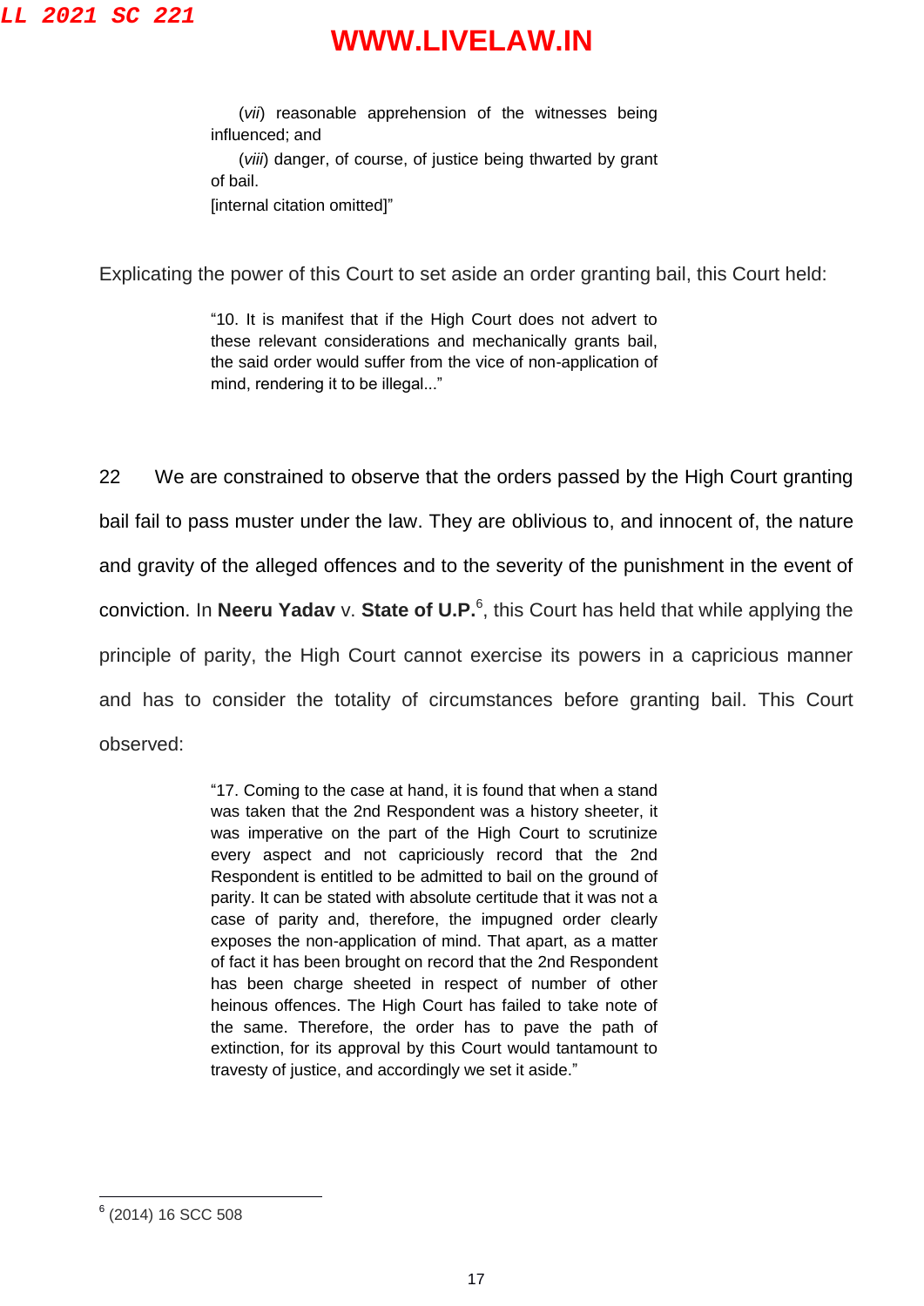> (*vii*) reasonable apprehension of the witnesses being influenced; and
>
> (*viii*) danger, of course, of justice being thwarted by grant of bail.
>
> [internal citation omitted]"

Explicating the power of this Court to set aside an order granting bail, this Court held:

> "10. It is manifest that if the High Court does not advert to these relevant considerations and mechanically grants bail, the said order would suffer from the vice of non-application of mind, rendering it to be illegal..."

22 We are constrained to observe that the orders passed by the High Court granting bail fail to pass muster under the law. They are oblivious to, and innocent of, the nature and gravity of the alleged offences and to the severity of the punishment in the event of conviction. In **Neeru Yadav** v. **State of U.P.**[6], this Court has held that while applying the principle of parity, the High Court cannot exercise its powers in a capricious manner and has to consider the totality of circumstances before granting bail. This Court observed:

> "17. Coming to the case at hand, it is found that when a stand was taken that the 2nd Respondent was a history sheeter, it was imperative on the part of the High Court to scrutinize every aspect and not capriciously record that the 2nd Respondent is entitled to be admitted to bail on the ground of parity. It can be stated with absolute certitude that it was not a case of parity and, therefore, the impugned order clearly exposes the non-application of mind. That apart, as a matter of fact it has been brought on record that the 2nd Respondent has been charge sheeted in respect of number of other heinous offences. The High Court has failed to take note of the same. Therefore, the order has to pave the path of extinction, for its approval by this Court would tantamount to travesty of justice, and accordingly we set it aside."

---

[6] (2014) 16 SCC 508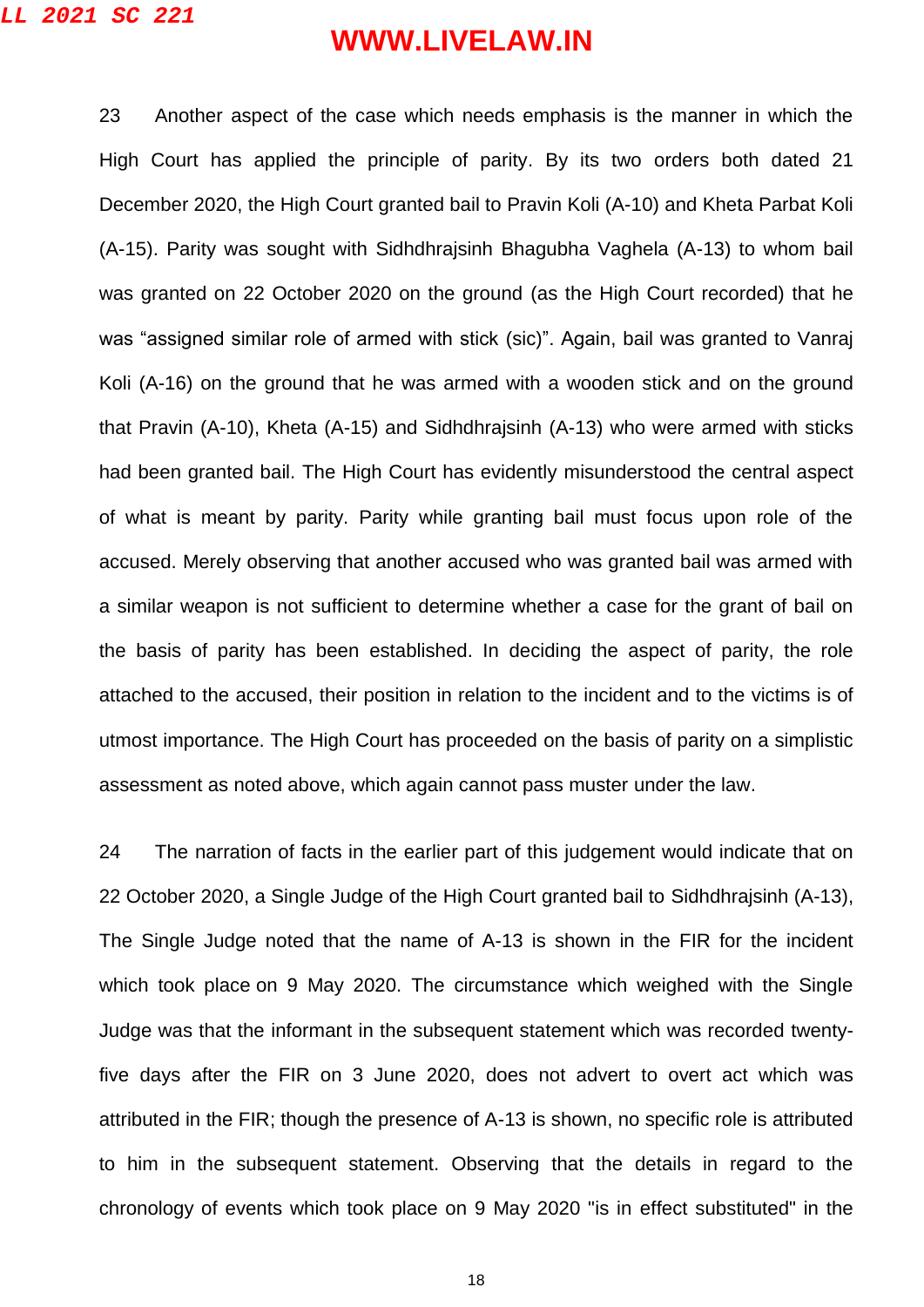23 Another aspect of the case which needs emphasis is the manner in which the High Court has applied the principle of parity. By its two orders both dated 21 December 2020, the High Court granted bail to Pravin Koli (A-10) and Kheta Parbat Koli (A-15). Parity was sought with Sidhdhrajsinh Bhagubha Vaghela (A-13) to whom bail was granted on 22 October 2020 on the ground (as the High Court recorded) that he was "assigned similar role of armed with stick (sic)". Again, bail was granted to Vanraj Koli (A-16) on the ground that he was armed with a wooden stick and on the ground that Pravin (A-10), Kheta (A-15) and Sidhdhrajsinh (A-13) who were armed with sticks had been granted bail. The High Court has evidently misunderstood the central aspect of what is meant by parity. Parity while granting bail must focus upon role of the accused. Merely observing that another accused who was granted bail was armed with a similar weapon is not sufficient to determine whether a case for the grant of bail on the basis of parity has been established. In deciding the aspect of parity, the role attached to the accused, their position in relation to the incident and to the victims is of utmost importance. The High Court has proceeded on the basis of parity on a simplistic assessment as noted above, which again cannot pass muster under the law.

24 The narration of facts in the earlier part of this judgement would indicate that on 22 October 2020, a Single Judge of the High Court granted bail to Sidhdhrajsinh (A-13), The Single Judge noted that the name of A-13 is shown in the FIR for the incident which took place on 9 May 2020. The circumstance which weighed with the Single Judge was that the informant in the subsequent statement which was recorded twenty-five days after the FIR on 3 June 2020, does not advert to overt act which was attributed in the FIR; though the presence of A-13 is shown, no specific role is attributed to him in the subsequent statement. Observing that the details in regard to the chronology of events which took place on 9 May 2020 "is in effect substituted" in the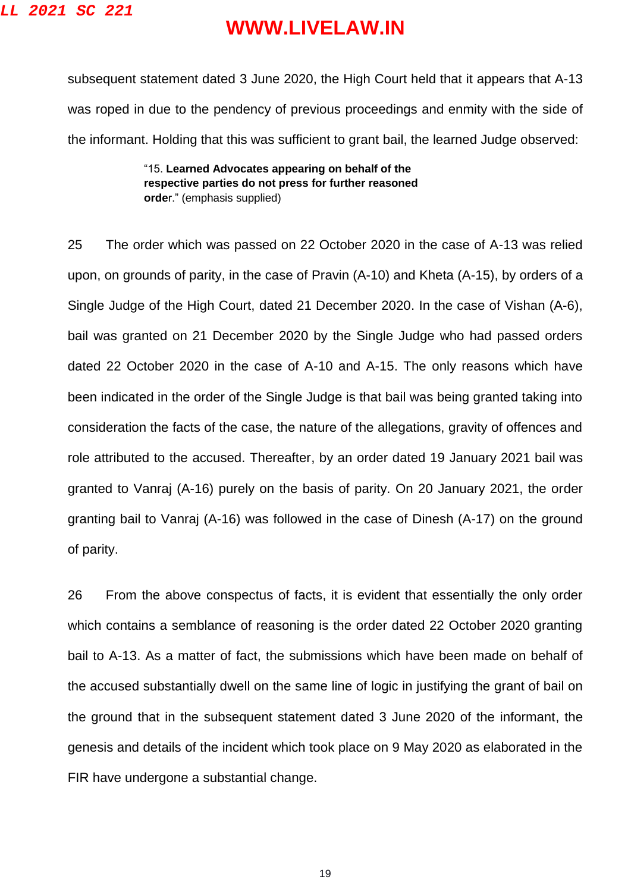subsequent statement dated 3 June 2020, the High Court held that it appears that A-13 was roped in due to the pendency of previous proceedings and enmity with the side of the informant. Holding that this was sufficient to grant bail, the learned Judge observed:

> "15. **Learned Advocates appearing on behalf of the respective parties do not press for further reasoned order**." (emphasis supplied)

25 The order which was passed on 22 October 2020 in the case of A-13 was relied upon, on grounds of parity, in the case of Pravin (A-10) and Kheta (A-15), by orders of a Single Judge of the High Court, dated 21 December 2020. In the case of Vishan (A-6), bail was granted on 21 December 2020 by the Single Judge who had passed orders dated 22 October 2020 in the case of A-10 and A-15. The only reasons which have been indicated in the order of the Single Judge is that bail was being granted taking into consideration the facts of the case, the nature of the allegations, gravity of offences and role attributed to the accused. Thereafter, by an order dated 19 January 2021 bail was granted to Vanraj (A-16) purely on the basis of parity. On 20 January 2021, the order granting bail to Vanraj (A-16) was followed in the case of Dinesh (A-17) on the ground of parity.

26 From the above conspectus of facts, it is evident that essentially the only order which contains a semblance of reasoning is the order dated 22 October 2020 granting bail to A-13. As a matter of fact, the submissions which have been made on behalf of the accused substantially dwell on the same line of logic in justifying the grant of bail on the ground that in the subsequent statement dated 3 June 2020 of the informant, the genesis and details of the incident which took place on 9 May 2020 as elaborated in the FIR have undergone a substantial change.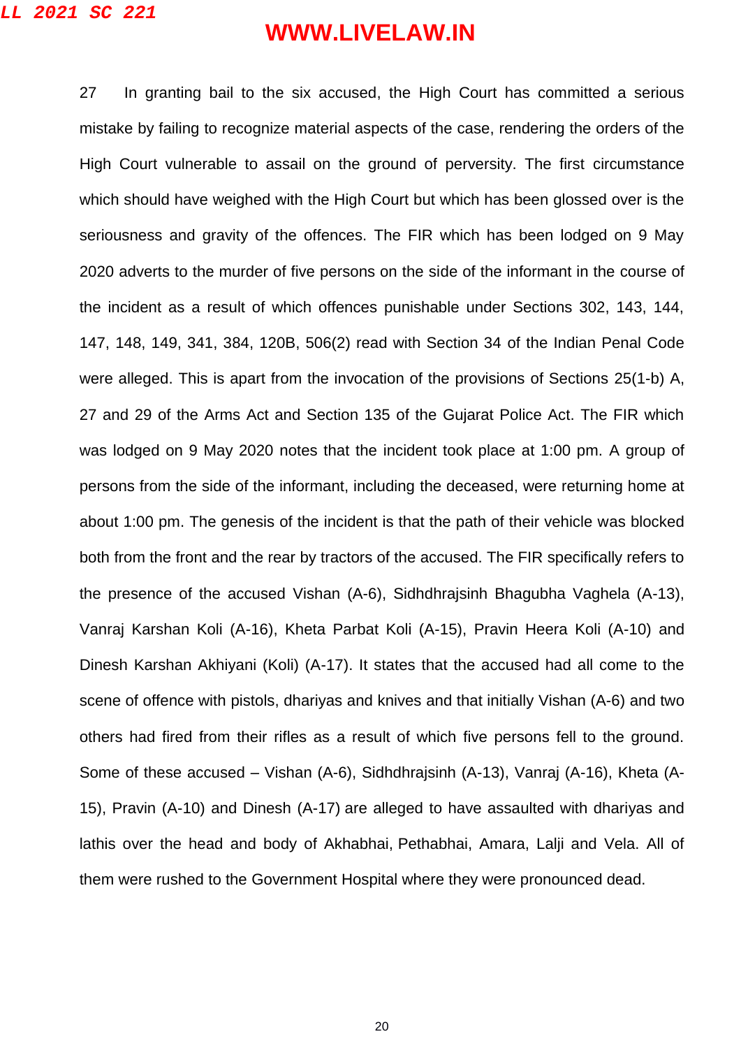27 In granting bail to the six accused, the High Court has committed a serious mistake by failing to recognize material aspects of the case, rendering the orders of the High Court vulnerable to assail on the ground of perversity. The first circumstance which should have weighed with the High Court but which has been glossed over is the seriousness and gravity of the offences. The FIR which has been lodged on 9 May 2020 adverts to the murder of five persons on the side of the informant in the course of the incident as a result of which offences punishable under Sections 302, 143, 144, 147, 148, 149, 341, 384, 120B, 506(2) read with Section 34 of the Indian Penal Code were alleged. This is apart from the invocation of the provisions of Sections 25(1-b) A, 27 and 29 of the Arms Act and Section 135 of the Gujarat Police Act. The FIR which was lodged on 9 May 2020 notes that the incident took place at 1:00 pm. A group of persons from the side of the informant, including the deceased, were returning home at about 1:00 pm. The genesis of the incident is that the path of their vehicle was blocked both from the front and the rear by tractors of the accused. The FIR specifically refers to the presence of the accused Vishan (A-6), Sidhdhrajsinh Bhagubha Vaghela (A-13), Vanraj Karshan Koli (A-16), Kheta Parbat Koli (A-15), Pravin Heera Koli (A-10) and Dinesh Karshan Akhiyani (Koli) (A-17). It states that the accused had all come to the scene of offence with pistols, dhariyas and knives and that initially Vishan (A-6) and two others had fired from their rifles as a result of which five persons fell to the ground. Some of these accused – Vishan (A-6), Sidhdhrajsinh (A-13), Vanraj (A-16), Kheta (A-15), Pravin (A-10) and Dinesh (A-17) are alleged to have assaulted with dhariyas and lathis over the head and body of Akhabhai, Pethabhai, Amara, Lalji and Vela. All of them were rushed to the Government Hospital where they were pronounced dead.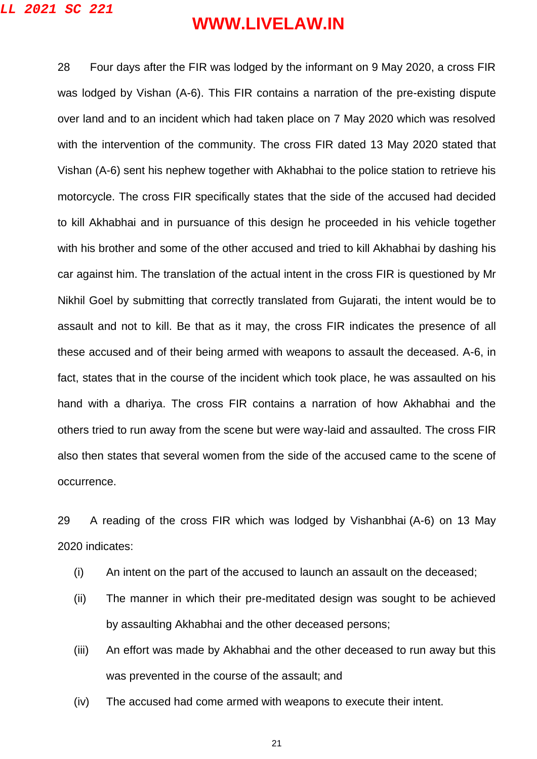28 Four days after the FIR was lodged by the informant on 9 May 2020, a cross FIR was lodged by Vishan (A-6). This FIR contains a narration of the pre-existing dispute over land and to an incident which had taken place on 7 May 2020 which was resolved with the intervention of the community. The cross FIR dated 13 May 2020 stated that Vishan (A-6) sent his nephew together with Akhabhai to the police station to retrieve his motorcycle. The cross FIR specifically states that the side of the accused had decided to kill Akhabhai and in pursuance of this design he proceeded in his vehicle together with his brother and some of the other accused and tried to kill Akhabhai by dashing his car against him. The translation of the actual intent in the cross FIR is questioned by Mr Nikhil Goel by submitting that correctly translated from Gujarati, the intent would be to assault and not to kill. Be that as it may, the cross FIR indicates the presence of all these accused and of their being armed with weapons to assault the deceased. A-6, in fact, states that in the course of the incident which took place, he was assaulted on his hand with a dhariya. The cross FIR contains a narration of how Akhabhai and the others tried to run away from the scene but were way-laid and assaulted. The cross FIR also then states that several women from the side of the accused came to the scene of occurrence.

29 A reading of the cross FIR which was lodged by Vishanbhai (A-6) on 13 May 2020 indicates:

(i) An intent on the part of the accused to launch an assault on the deceased;

(ii) The manner in which their pre-meditated design was sought to be achieved by assaulting Akhabhai and the other deceased persons;

(iii) An effort was made by Akhabhai and the other deceased to run away but this was prevented in the course of the assault; and

(iv) The accused had come armed with weapons to execute their intent.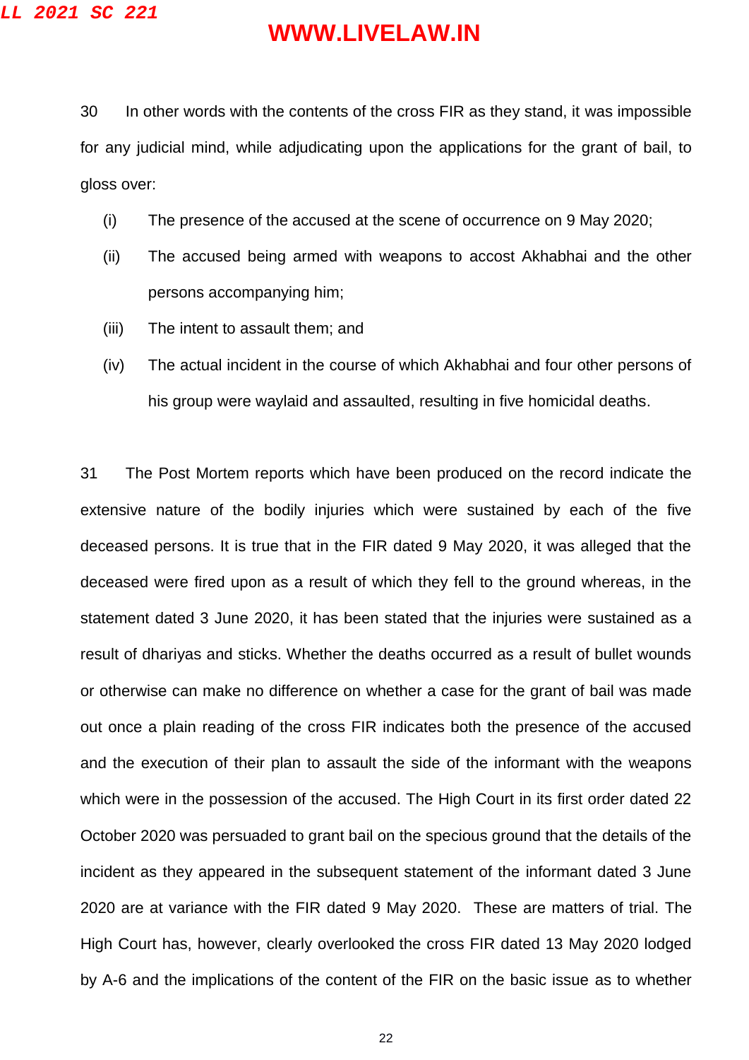30 In other words with the contents of the cross FIR as they stand, it was impossible for any judicial mind, while adjudicating upon the applications for the grant of bail, to gloss over:

(i) The presence of the accused at the scene of occurrence on 9 May 2020;

(ii) The accused being armed with weapons to accost Akhabhai and the other persons accompanying him;

(iii) The intent to assault them; and

(iv) The actual incident in the course of which Akhabhai and four other persons of his group were waylaid and assaulted, resulting in five homicidal deaths.

31 The Post Mortem reports which have been produced on the record indicate the extensive nature of the bodily injuries which were sustained by each of the five deceased persons. It is true that in the FIR dated 9 May 2020, it was alleged that the deceased were fired upon as a result of which they fell to the ground whereas, in the statement dated 3 June 2020, it has been stated that the injuries were sustained as a result of dhariyas and sticks. Whether the deaths occurred as a result of bullet wounds or otherwise can make no difference on whether a case for the grant of bail was made out once a plain reading of the cross FIR indicates both the presence of the accused and the execution of their plan to assault the side of the informant with the weapons which were in the possession of the accused. The High Court in its first order dated 22 October 2020 was persuaded to grant bail on the specious ground that the details of the incident as they appeared in the subsequent statement of the informant dated 3 June 2020 are at variance with the FIR dated 9 May 2020. These are matters of trial. The High Court has, however, clearly overlooked the cross FIR dated 13 May 2020 lodged by A-6 and the implications of the content of the FIR on the basic issue as to whether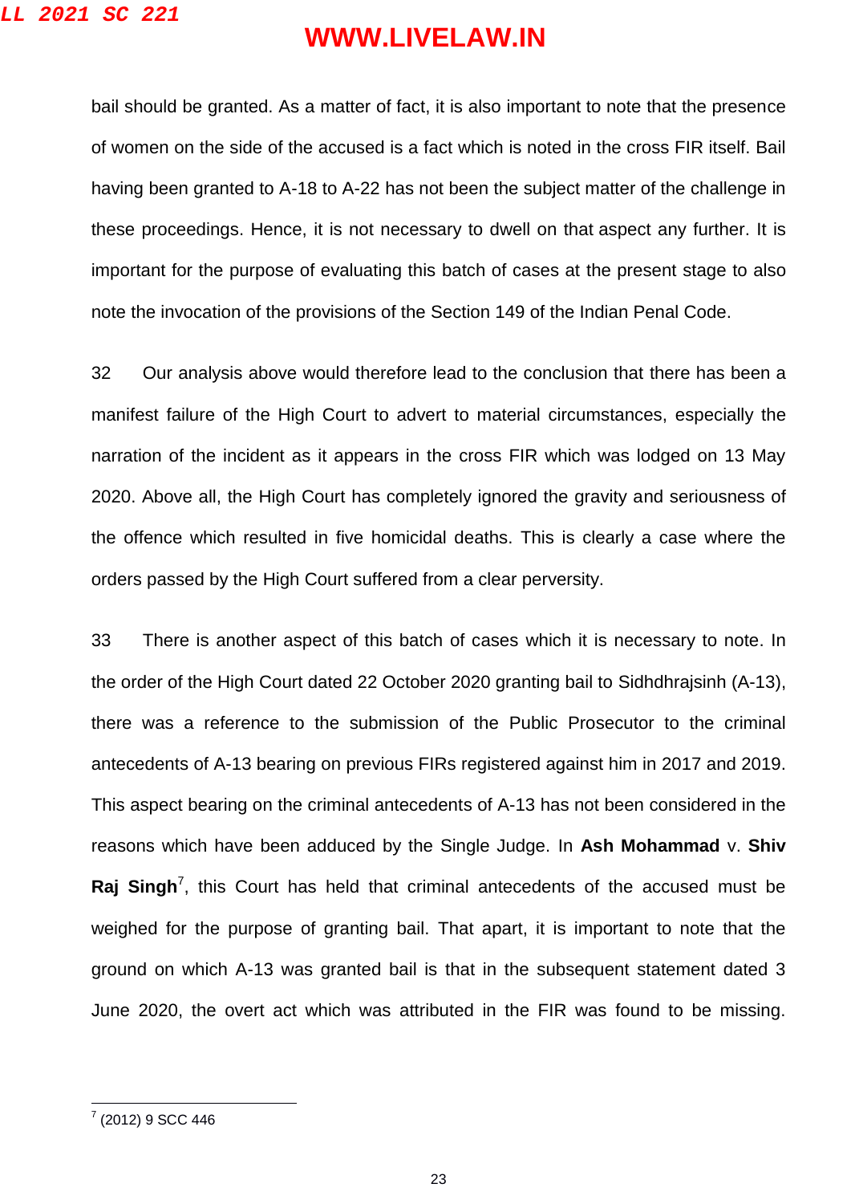bail should be granted. As a matter of fact, it is also important to note that the presence of women on the side of the accused is a fact which is noted in the cross FIR itself. Bail having been granted to A-18 to A-22 has not been the subject matter of the challenge in these proceedings. Hence, it is not necessary to dwell on that aspect any further. It is important for the purpose of evaluating this batch of cases at the present stage to also note the invocation of the provisions of the Section 149 of the Indian Penal Code.

32 Our analysis above would therefore lead to the conclusion that there has been a manifest failure of the High Court to advert to material circumstances, especially the narration of the incident as it appears in the cross FIR which was lodged on 13 May 2020. Above all, the High Court has completely ignored the gravity and seriousness of the offence which resulted in five homicidal deaths. This is clearly a case where the orders passed by the High Court suffered from a clear perversity.

33 There is another aspect of this batch of cases which it is necessary to note. In the order of the High Court dated 22 October 2020 granting bail to Sidhdhrajsinh (A-13), there was a reference to the submission of the Public Prosecutor to the criminal antecedents of A-13 bearing on previous FIRs registered against him in 2017 and 2019. This aspect bearing on the criminal antecedents of A-13 has not been considered in the reasons which have been adduced by the Single Judge. In **Ash Mohammad** v. **Shiv Raj Singh**[7], this Court has held that criminal antecedents of the accused must be weighed for the purpose of granting bail. That apart, it is important to note that the ground on which A-13 was granted bail is that in the subsequent statement dated 3 June 2020, the overt act which was attributed in the FIR was found to be missing.

---

[7] (2012) 9 SCC 446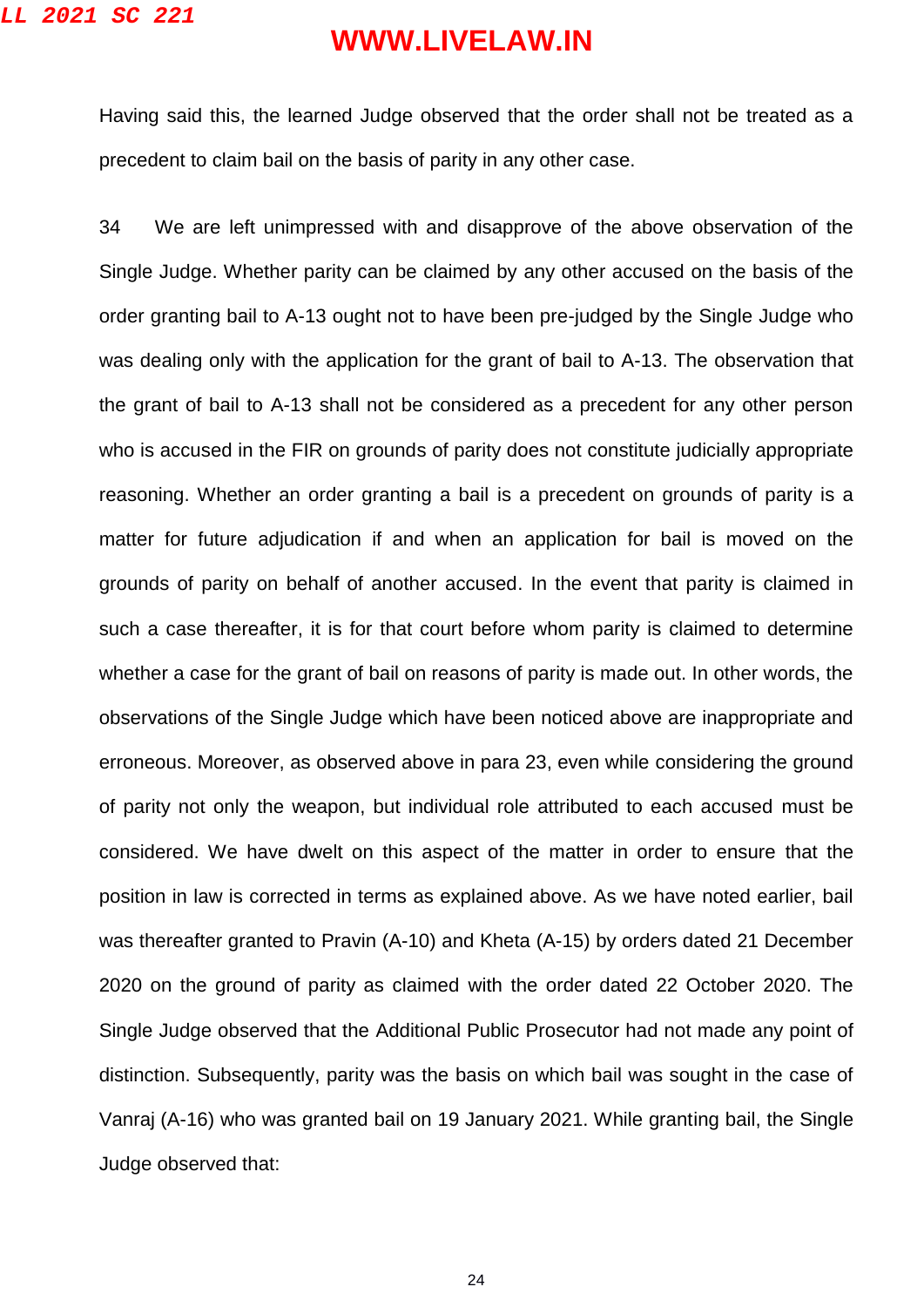Having said this, the learned Judge observed that the order shall not be treated as a precedent to claim bail on the basis of parity in any other case.

34 We are left unimpressed with and disapprove of the above observation of the Single Judge. Whether parity can be claimed by any other accused on the basis of the order granting bail to A-13 ought not to have been pre-judged by the Single Judge who was dealing only with the application for the grant of bail to A-13. The observation that the grant of bail to A-13 shall not be considered as a precedent for any other person who is accused in the FIR on grounds of parity does not constitute judicially appropriate reasoning. Whether an order granting a bail is a precedent on grounds of parity is a matter for future adjudication if and when an application for bail is moved on the grounds of parity on behalf of another accused. In the event that parity is claimed in such a case thereafter, it is for that court before whom parity is claimed to determine whether a case for the grant of bail on reasons of parity is made out. In other words, the observations of the Single Judge which have been noticed above are inappropriate and erroneous. Moreover, as observed above in para 23, even while considering the ground of parity not only the weapon, but individual role attributed to each accused must be considered. We have dwelt on this aspect of the matter in order to ensure that the position in law is corrected in terms as explained above. As we have noted earlier, bail was thereafter granted to Pravin (A-10) and Kheta (A-15) by orders dated 21 December 2020 on the ground of parity as claimed with the order dated 22 October 2020. The Single Judge observed that the Additional Public Prosecutor had not made any point of distinction. Subsequently, parity was the basis on which bail was sought in the case of Vanraj (A-16) who was granted bail on 19 January 2021. While granting bail, the Single Judge observed that: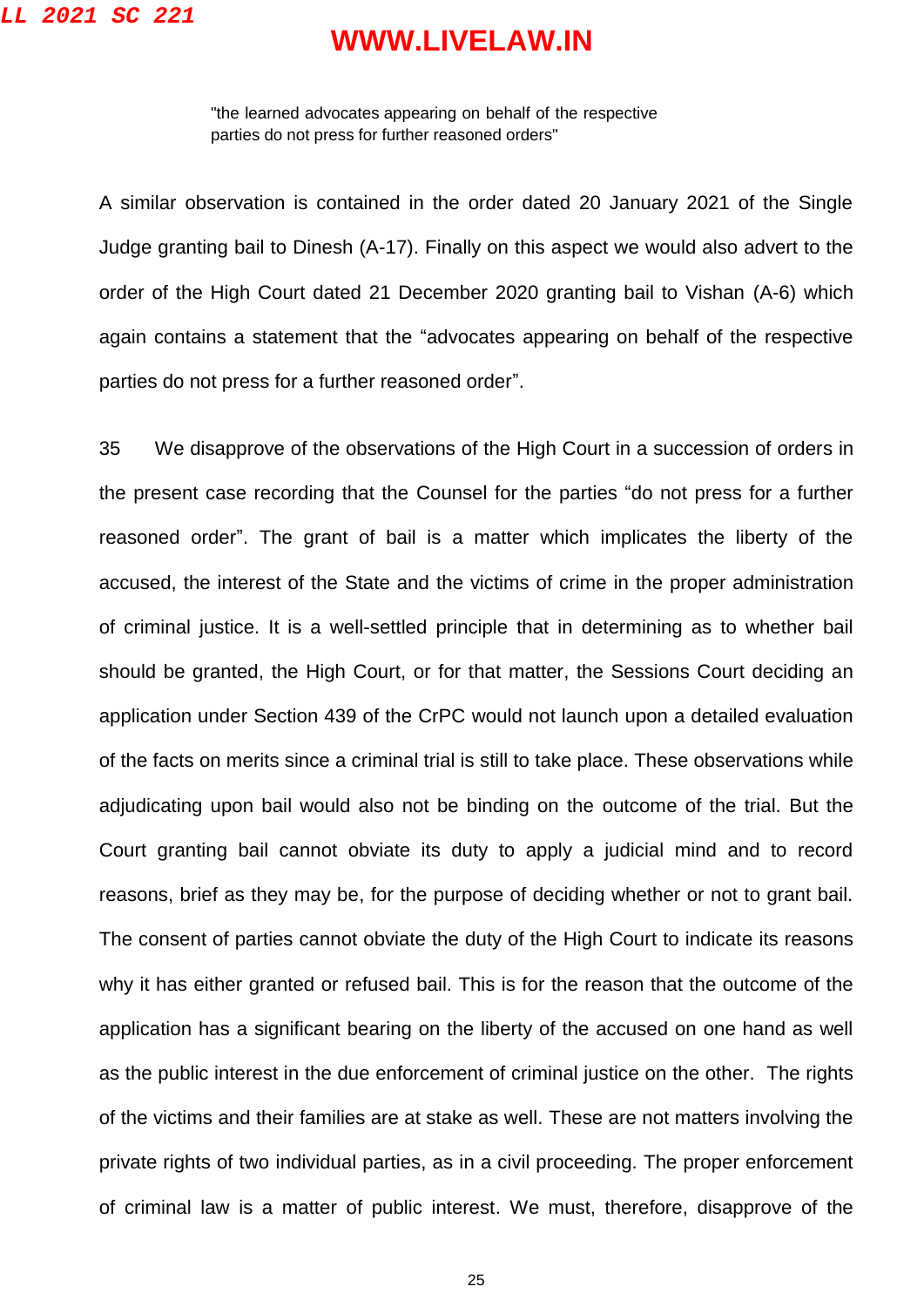> "the learned advocates appearing on behalf of the respective parties do not press for further reasoned orders"

A similar observation is contained in the order dated 20 January 2021 of the Single Judge granting bail to Dinesh (A-17). Finally on this aspect we would also advert to the order of the High Court dated 21 December 2020 granting bail to Vishan (A-6) which again contains a statement that the "advocates appearing on behalf of the respective parties do not press for a further reasoned order".

35 We disapprove of the observations of the High Court in a succession of orders in the present case recording that the Counsel for the parties "do not press for a further reasoned order". The grant of bail is a matter which implicates the liberty of the accused, the interest of the State and the victims of crime in the proper administration of criminal justice. It is a well-settled principle that in determining as to whether bail should be granted, the High Court, or for that matter, the Sessions Court deciding an application under Section 439 of the CrPC would not launch upon a detailed evaluation of the facts on merits since a criminal trial is still to take place. These observations while adjudicating upon bail would also not be binding on the outcome of the trial. But the Court granting bail cannot obviate its duty to apply a judicial mind and to record reasons, brief as they may be, for the purpose of deciding whether or not to grant bail. The consent of parties cannot obviate the duty of the High Court to indicate its reasons why it has either granted or refused bail. This is for the reason that the outcome of the application has a significant bearing on the liberty of the accused on one hand as well as the public interest in the due enforcement of criminal justice on the other. The rights of the victims and their families are at stake as well. These are not matters involving the private rights of two individual parties, as in a civil proceeding. The proper enforcement of criminal law is a matter of public interest. We must, therefore, disapprove of the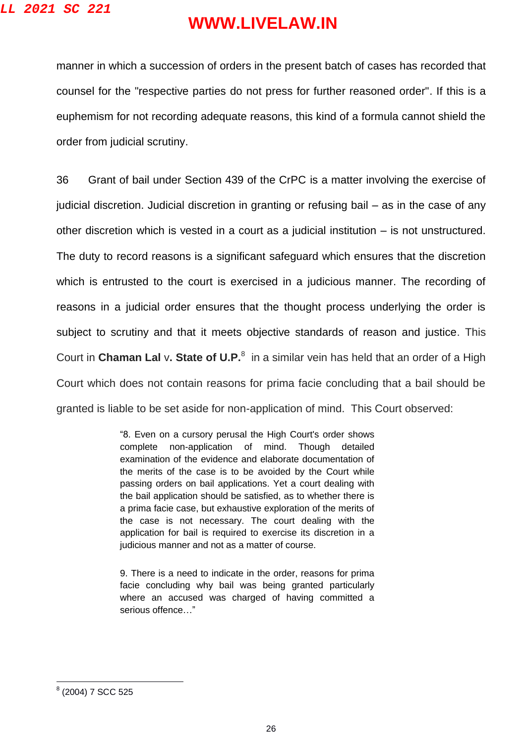manner in which a succession of orders in the present batch of cases has recorded that counsel for the "respective parties do not press for further reasoned order". If this is a euphemism for not recording adequate reasons, this kind of a formula cannot shield the order from judicial scrutiny.

36 Grant of bail under Section 439 of the CrPC is a matter involving the exercise of judicial discretion. Judicial discretion in granting or refusing bail – as in the case of any other discretion which is vested in a court as a judicial institution – is not unstructured. The duty to record reasons is a significant safeguard which ensures that the discretion which is entrusted to the court is exercised in a judicious manner. The recording of reasons in a judicial order ensures that the thought process underlying the order is subject to scrutiny and that it meets objective standards of reason and justice. This Court in **Chaman Lal** v**. State of U.P.**[8] in a similar vein has held that an order of a High Court which does not contain reasons for prima facie concluding that a bail should be granted is liable to be set aside for non-application of mind. This Court observed:

> "8. Even on a cursory perusal the High Court's order shows complete non-application of mind. Though detailed examination of the evidence and elaborate documentation of the merits of the case is to be avoided by the Court while passing orders on bail applications. Yet a court dealing with the bail application should be satisfied, as to whether there is a prima facie case, but exhaustive exploration of the merits of the case is not necessary. The court dealing with the application for bail is required to exercise its discretion in a judicious manner and not as a matter of course.
>
> 9. There is a need to indicate in the order, reasons for prima facie concluding why bail was being granted particularly where an accused was charged of having committed a serious offence…"

---

[8] (2004) 7 SCC 525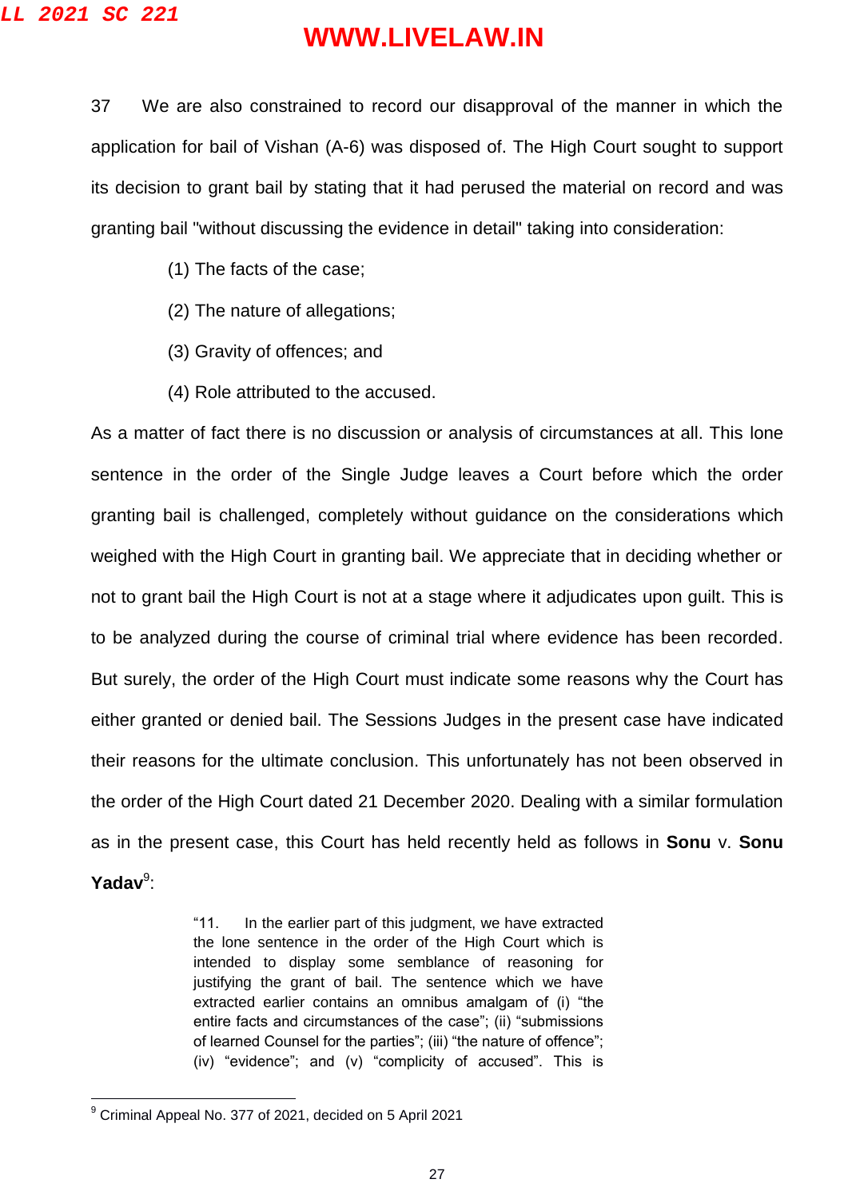37 We are also constrained to record our disapproval of the manner in which the application for bail of Vishan (A-6) was disposed of. The High Court sought to support its decision to grant bail by stating that it had perused the material on record and was granting bail "without discussing the evidence in detail" taking into consideration:

(1) The facts of the case;

(2) The nature of allegations;

(3) Gravity of offences; and

(4) Role attributed to the accused.

As a matter of fact there is no discussion or analysis of circumstances at all. This lone sentence in the order of the Single Judge leaves a Court before which the order granting bail is challenged, completely without guidance on the considerations which weighed with the High Court in granting bail. We appreciate that in deciding whether or not to grant bail the High Court is not at a stage where it adjudicates upon guilt. This is to be analyzed during the course of criminal trial where evidence has been recorded. But surely, the order of the High Court must indicate some reasons why the Court has either granted or denied bail. The Sessions Judges in the present case have indicated their reasons for the ultimate conclusion. This unfortunately has not been observed in the order of the High Court dated 21 December 2020. Dealing with a similar formulation as in the present case, this Court has held recently held as follows in **Sonu** v. **Sonu Yadav**[9]:

> "11. In the earlier part of this judgment, we have extracted the lone sentence in the order of the High Court which is intended to display some semblance of reasoning for justifying the grant of bail. The sentence which we have extracted earlier contains an omnibus amalgam of (i) "the entire facts and circumstances of the case"; (ii) "submissions of learned Counsel for the parties"; (iii) "the nature of offence"; (iv) "evidence"; and (v) "complicity of accused". This is

[9] Criminal Appeal No. 377 of 2021, decided on 5 April 2021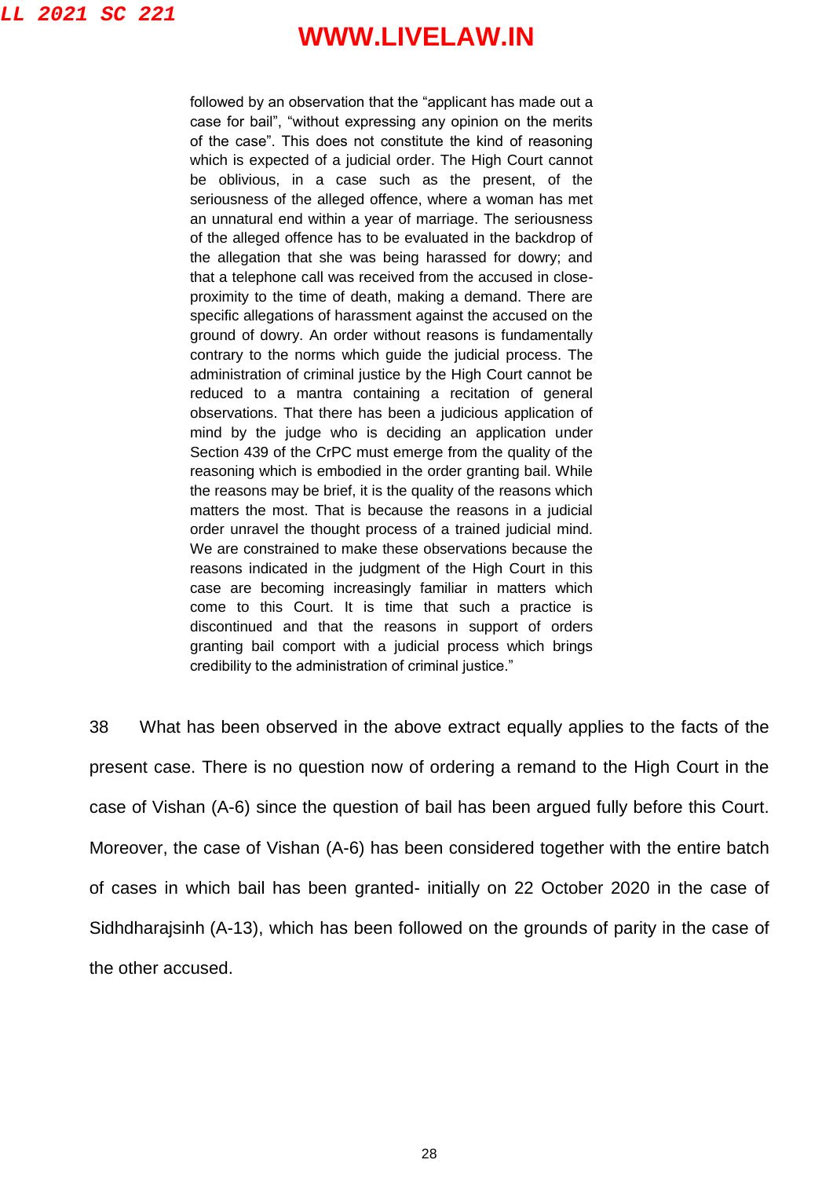> followed by an observation that the "applicant has made out a case for bail", "without expressing any opinion on the merits of the case". This does not constitute the kind of reasoning which is expected of a judicial order. The High Court cannot be oblivious, in a case such as the present, of the seriousness of the alleged offence, where a woman has met an unnatural end within a year of marriage. The seriousness of the alleged offence has to be evaluated in the backdrop of the allegation that she was being harassed for dowry; and that a telephone call was received from the accused in close-proximity to the time of death, making a demand. There are specific allegations of harassment against the accused on the ground of dowry. An order without reasons is fundamentally contrary to the norms which guide the judicial process. The administration of criminal justice by the High Court cannot be reduced to a mantra containing a recitation of general observations. That there has been a judicious application of mind by the judge who is deciding an application under Section 439 of the CrPC must emerge from the quality of the reasoning which is embodied in the order granting bail. While the reasons may be brief, it is the quality of the reasons which matters the most. That is because the reasons in a judicial order unravel the thought process of a trained judicial mind. We are constrained to make these observations because the reasons indicated in the judgment of the High Court in this case are becoming increasingly familiar in matters which come to this Court. It is time that such a practice is discontinued and that the reasons in support of orders granting bail comport with a judicial process which brings credibility to the administration of criminal justice."

38 What has been observed in the above extract equally applies to the facts of the present case. There is no question now of ordering a remand to the High Court in the case of Vishan (A-6) since the question of bail has been argued fully before this Court. Moreover, the case of Vishan (A-6) has been considered together with the entire batch of cases in which bail has been granted- initially on 22 October 2020 in the case of Sidhdharajsinh (A-13), which has been followed on the grounds of parity in the case of the other accused.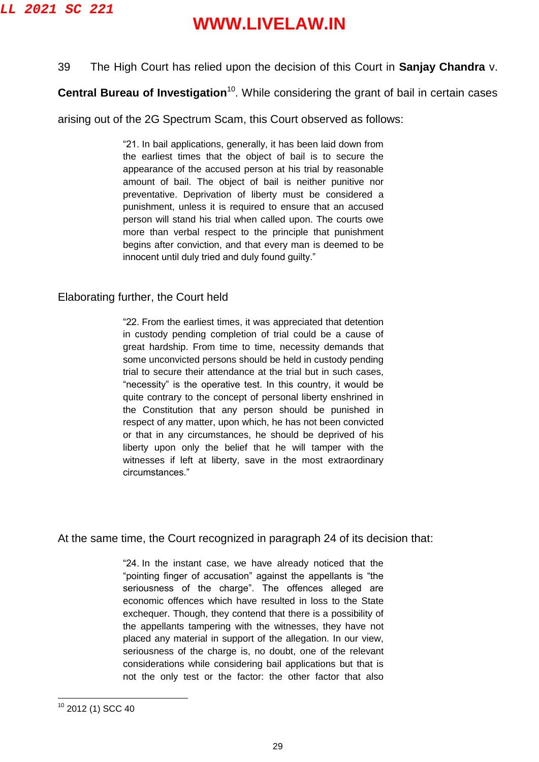39 The High Court has relied upon the decision of this Court in **Sanjay Chandra** v. **Central Bureau of Investigation**[10]. While considering the grant of bail in certain cases arising out of the 2G Spectrum Scam, this Court observed as follows:

> "21. In bail applications, generally, it has been laid down from the earliest times that the object of bail is to secure the appearance of the accused person at his trial by reasonable amount of bail. The object of bail is neither punitive nor preventative. Deprivation of liberty must be considered a punishment, unless it is required to ensure that an accused person will stand his trial when called upon. The courts owe more than verbal respect to the principle that punishment begins after conviction, and that every man is deemed to be innocent until duly tried and duly found guilty."

Elaborating further, the Court held

> "22. From the earliest times, it was appreciated that detention in custody pending completion of trial could be a cause of great hardship. From time to time, necessity demands that some unconvicted persons should be held in custody pending trial to secure their attendance at the trial but in such cases, "necessity" is the operative test. In this country, it would be quite contrary to the concept of personal liberty enshrined in the Constitution that any person should be punished in respect of any matter, upon which, he has not been convicted or that in any circumstances, he should be deprived of his liberty upon only the belief that he will tamper with the witnesses if left at liberty, save in the most extraordinary circumstances."

At the same time, the Court recognized in paragraph 24 of its decision that:

> "24. In the instant case, we have already noticed that the "pointing finger of accusation" against the appellants is "the seriousness of the charge". The offences alleged are economic offences which have resulted in loss to the State exchequer. Though, they contend that there is a possibility of the appellants tampering with the witnesses, they have not placed any material in support of the allegation. In our view, seriousness of the charge is, no doubt, one of the relevant considerations while considering bail applications but that is not the only test or the factor: the other factor that also

[10] 2012 (1) SCC 40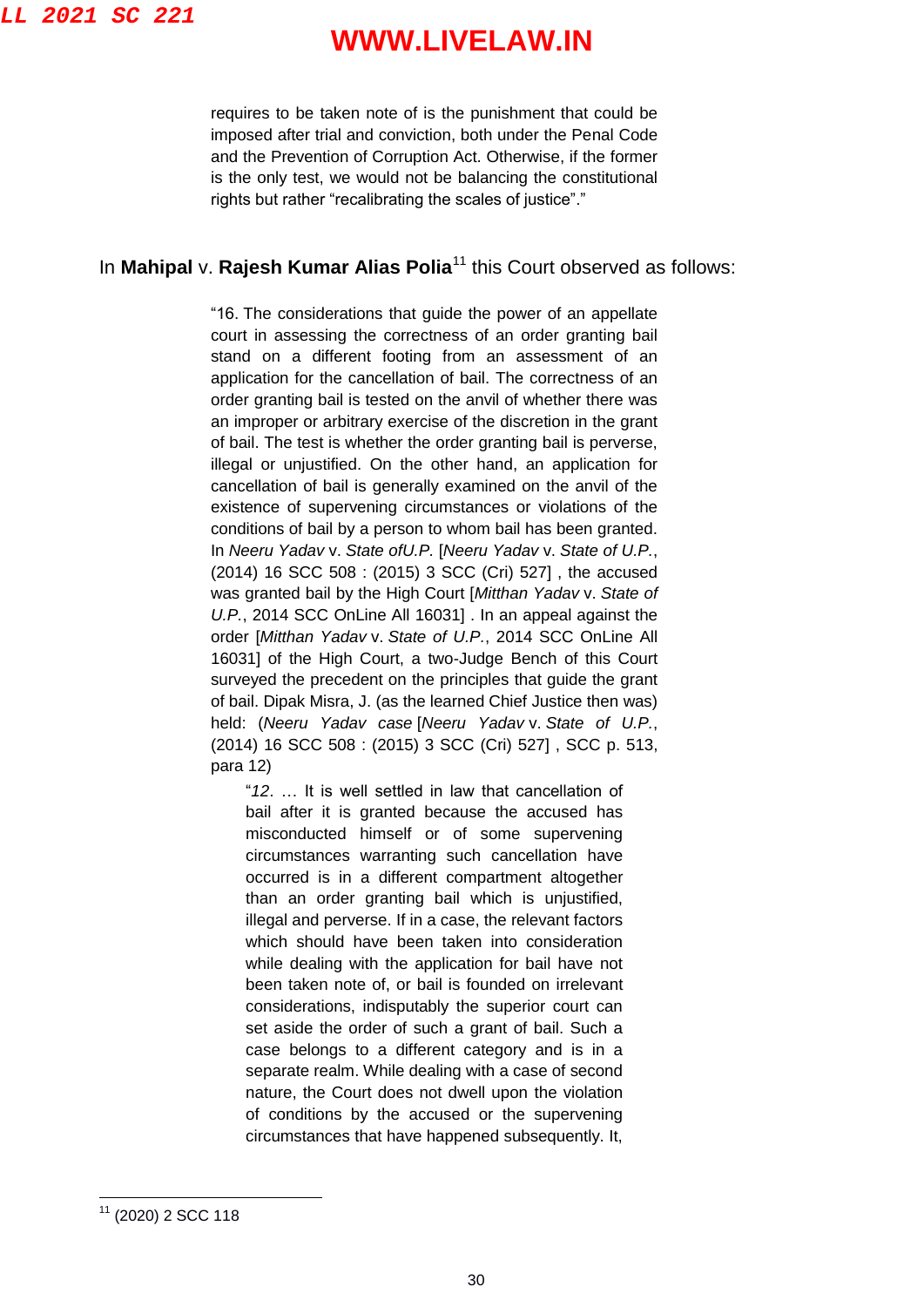> requires to be taken note of is the punishment that could be imposed after trial and conviction, both under the Penal Code and the Prevention of Corruption Act. Otherwise, if the former is the only test, we would not be balancing the constitutional rights but rather "recalibrating the scales of justice"."

In **Mahipal** v. **Rajesh Kumar Alias Polia**[11] this Court observed as follows:

> "16. The considerations that guide the power of an appellate court in assessing the correctness of an order granting bail stand on a different footing from an assessment of an application for the cancellation of bail. The correctness of an order granting bail is tested on the anvil of whether there was an improper or arbitrary exercise of the discretion in the grant of bail. The test is whether the order granting bail is perverse, illegal or unjustified. On the other hand, an application for cancellation of bail is generally examined on the anvil of the existence of supervening circumstances or violations of the conditions of bail by a person to whom bail has been granted. In *Neeru Yadav* v. *State ofU.P.* [*Neeru Yadav* v. *State of U.P.*, (2014) 16 SCC 508 : (2015) 3 SCC (Cri) 527] , the accused was granted bail by the High Court [*Mitthan Yadav* v. *State of U.P.*, 2014 SCC OnLine All 16031] . In an appeal against the order [*Mitthan Yadav* v. *State of U.P.*, 2014 SCC OnLine All 16031] of the High Court, a two-Judge Bench of this Court surveyed the precedent on the principles that guide the grant of bail. Dipak Misra, J. (as the learned Chief Justice then was) held: (*Neeru Yadav case* [*Neeru Yadav* v. *State of U.P.*, (2014) 16 SCC 508 : (2015) 3 SCC (Cri) 527] , SCC p. 513, para 12)
>
> > "*12*. … It is well settled in law that cancellation of bail after it is granted because the accused has misconducted himself or of some supervening circumstances warranting such cancellation have occurred is in a different compartment altogether than an order granting bail which is unjustified, illegal and perverse. If in a case, the relevant factors which should have been taken into consideration while dealing with the application for bail have not been taken note of, or bail is founded on irrelevant considerations, indisputably the superior court can set aside the order of such a grant of bail. Such a case belongs to a different category and is in a separate realm. While dealing with a case of second nature, the Court does not dwell upon the violation of conditions by the accused or the supervening circumstances that have happened subsequently. It,

---

[11] (2020) 2 SCC 118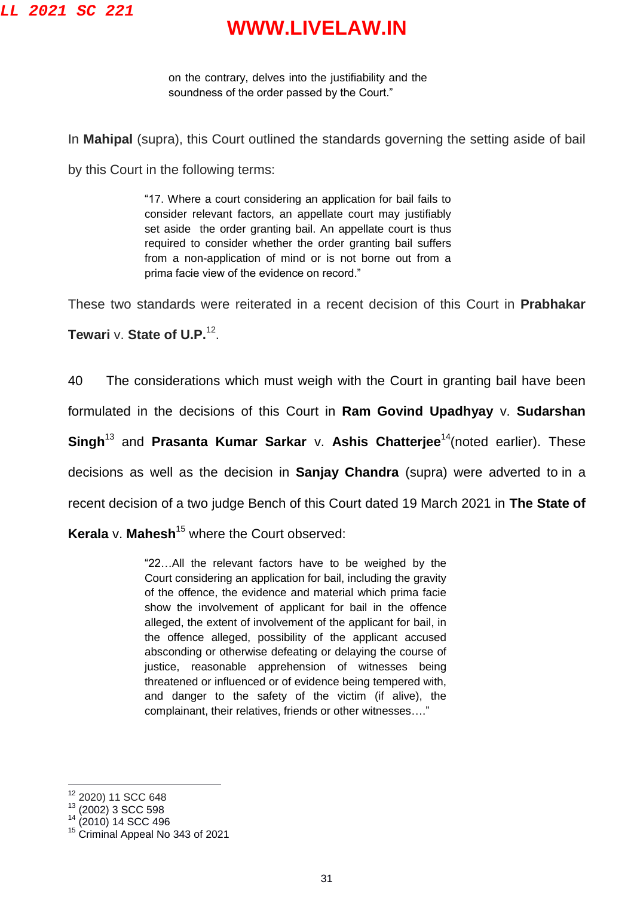on the contrary, delves into the justifiability and the soundness of the order passed by the Court."

In **Mahipal** (supra), this Court outlined the standards governing the setting aside of bail by this Court in the following terms:

> "17. Where a court considering an application for bail fails to consider relevant factors, an appellate court may justifiably set aside the order granting bail. An appellate court is thus required to consider whether the order granting bail suffers from a non-application of mind or is not borne out from a prima facie view of the evidence on record."

These two standards were reiterated in a recent decision of this Court in **Prabhakar Tewari** v. **State of U.P.**[12].

40 The considerations which must weigh with the Court in granting bail have been formulated in the decisions of this Court in **Ram Govind Upadhyay** v. **Sudarshan Singh**[13] and **Prasanta Kumar Sarkar** v. **Ashis Chatterjee**[14](noted earlier). These decisions as well as the decision in **Sanjay Chandra** (supra) were adverted to in a recent decision of a two judge Bench of this Court dated 19 March 2021 in **The State of Kerala** v. **Mahesh**[15] where the Court observed:

> "22…All the relevant factors have to be weighed by the Court considering an application for bail, including the gravity of the offence, the evidence and material which prima facie show the involvement of applicant for bail in the offence alleged, the extent of involvement of the applicant for bail, in the offence alleged, possibility of the applicant accused absconding or otherwise defeating or delaying the course of justice, reasonable apprehension of witnesses being threatened or influenced or of evidence being tempered with, and danger to the safety of the victim (if alive), the complainant, their relatives, friends or other witnesses…."

---

[12] 2020) 11 SCC 648
[13] (2002) 3 SCC 598
[14] (2010) 14 SCC 496
[15] Criminal Appeal No 343 of 2021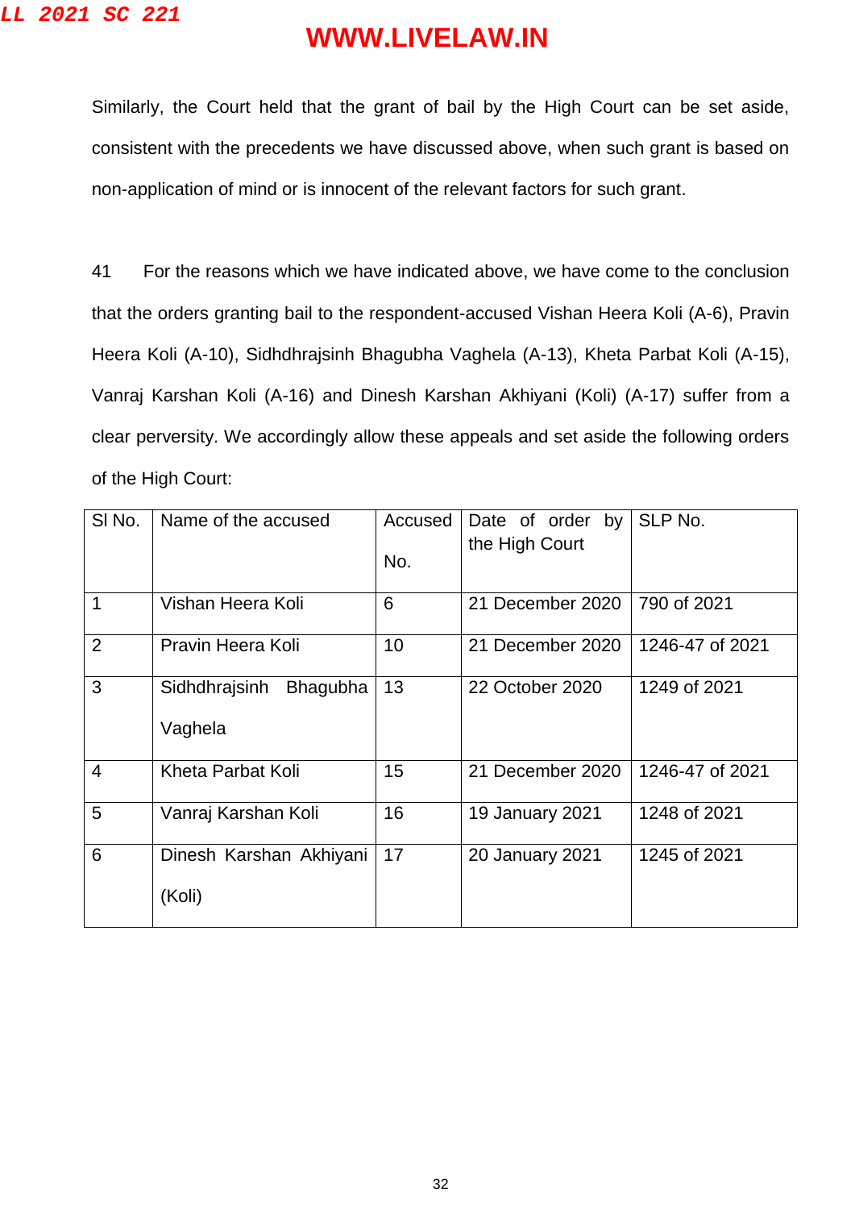Similarly, the Court held that the grant of bail by the High Court can be set aside, consistent with the precedents we have discussed above, when such grant is based on non-application of mind or is innocent of the relevant factors for such grant.

41 For the reasons which we have indicated above, we have come to the conclusion that the orders granting bail to the respondent-accused Vishan Heera Koli (A-6), Pravin Heera Koli (A-10), Sidhdhrajsinh Bhagubha Vaghela (A-13), Kheta Parbat Koli (A-15), Vanraj Karshan Koli (A-16) and Dinesh Karshan Akhiyani (Koli) (A-17) suffer from a clear perversity. We accordingly allow these appeals and set aside the following orders of the High Court:

| Sl No. | Name of the accused | Accused No. | Date of order by the High Court | SLP No. |
|---|---|---|---|---|
| 1 | Vishan Heera Koli | 6 | 21 December 2020 | 790 of 2021 |
| 2 | Pravin Heera Koli | 10 | 21 December 2020 | 1246-47 of 2021 |
| 3 | Sidhdhrajsinh Bhagubha Vaghela | 13 | 22 October 2020 | 1249 of 2021 |
| 4 | Kheta Parbat Koli | 15 | 21 December 2020 | 1246-47 of 2021 |
| 5 | Vanraj Karshan Koli | 16 | 19 January 2021 | 1248 of 2021 |
| 6 | Dinesh Karshan Akhiyani (Koli) | 17 | 20 January 2021 | 1245 of 2021 |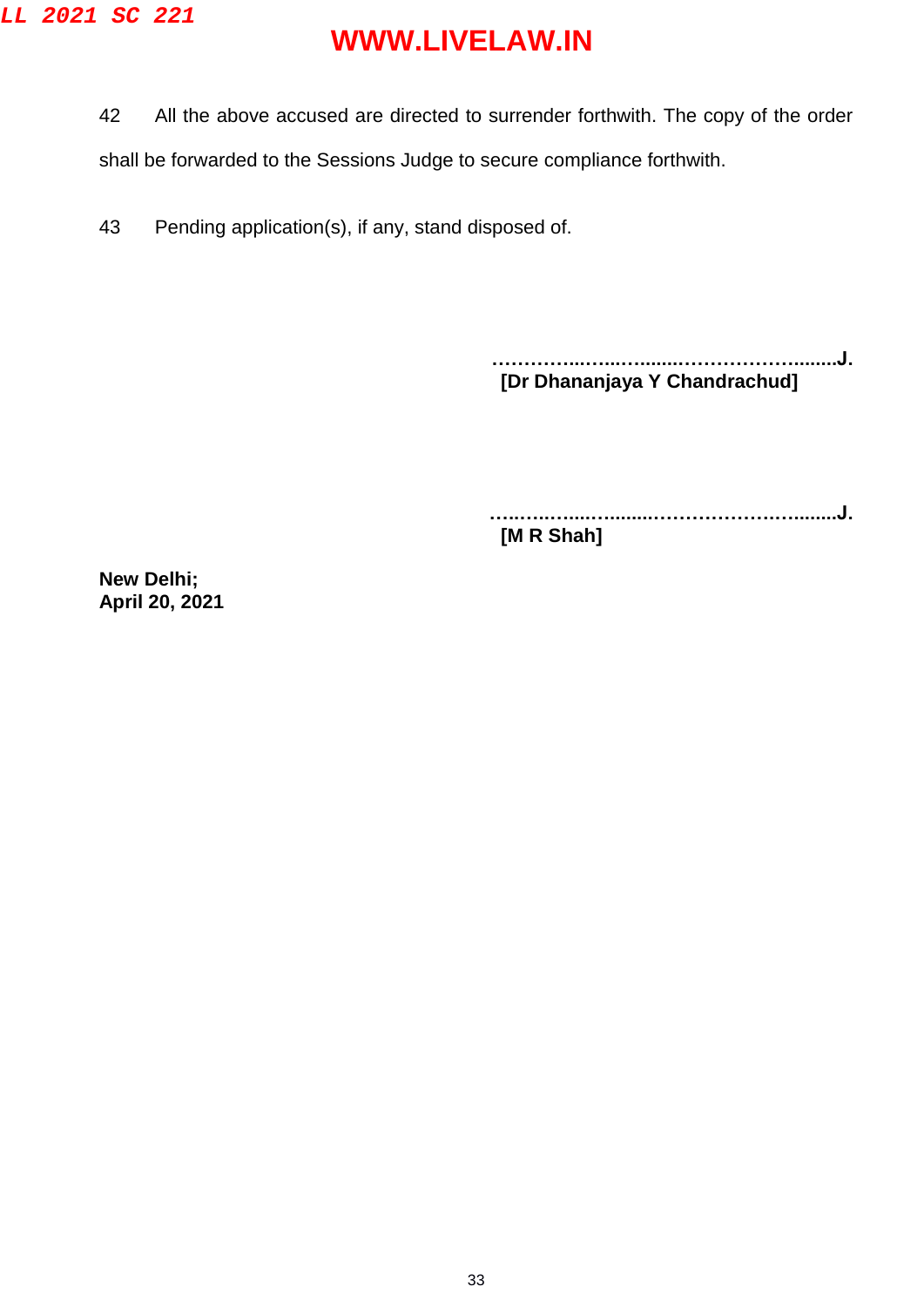42 All the above accused are directed to surrender forthwith. The copy of the order shall be forwarded to the Sessions Judge to secure compliance forthwith.

43 Pending application(s), if any, stand disposed of.

…………...…....….......……………….........J.
**[Dr Dhananjaya Y Chandrachud]**

…..…......….........……………….….........J.
**[M R Shah]**

**New Delhi;**
**April 20, 2021**